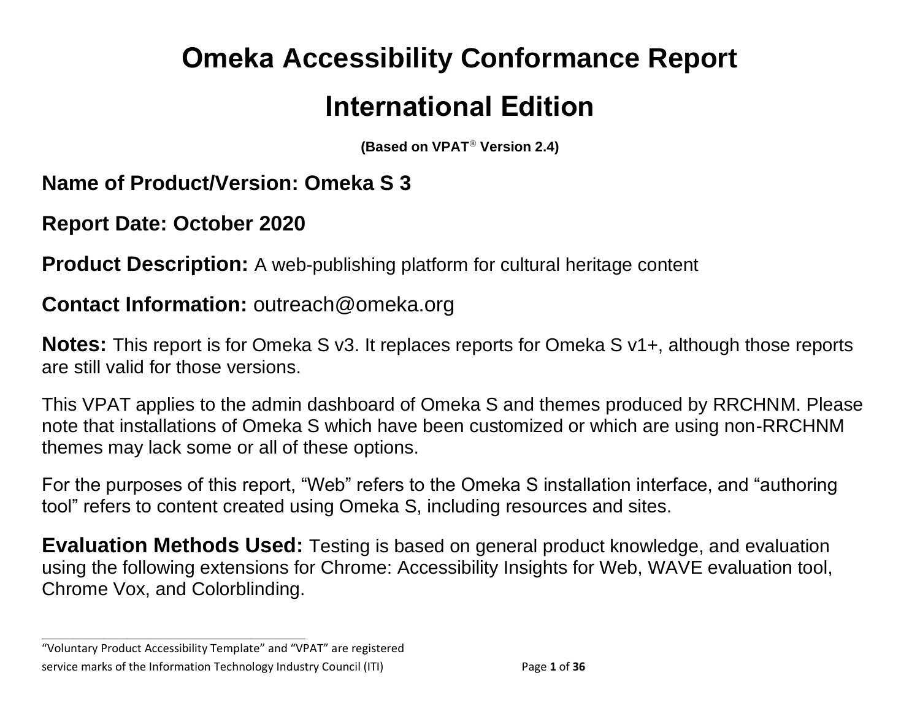# Omeka Accessibility Conformance Report

# International Edition

**(Based on VPAT® Version 2.4)**

## Name of Product/Version: Omeka S 3

## Report Date: October 2020

**Product Description:** A web-publishing platform for cultural heritage content

**Contact Information:** outreach@omeka.org

**Notes:** This report is for Omeka S v3. It replaces reports for Omeka S v1+, although those reports are still valid for those versions.

This VPAT applies to the admin dashboard of Omeka S and themes produced by RRCHNM. Please note that installations of Omeka S which have been customized or which are using non-RRCHNM themes may lack some or all of these options.

For the purposes of this report, "Web" refers to the Omeka S installation interface, and "authoring tool" refers to content created using Omeka S, including resources and sites.

**Evaluation Methods Used:** Testing is based on general product knowledge, and evaluation using the following extensions for Chrome: Accessibility Insights for Web, WAVE evaluation tool, Chrome Vox, and Colorblinding.

---

"Voluntary Product Accessibility Template" and "VPAT" are registered service marks of the Information Technology Industry Council (ITI)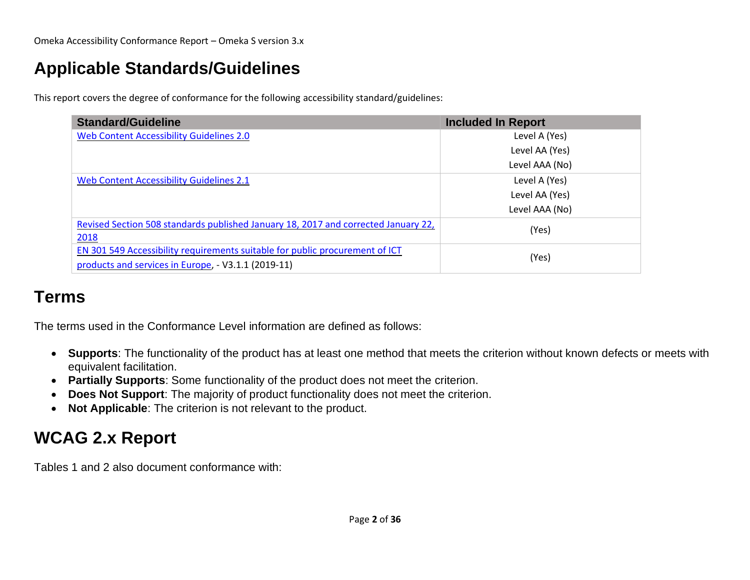## Applicable Standards/Guidelines

This report covers the degree of conformance for the following accessibility standard/guidelines:

| Standard/Guideline | Included In Report |
|---|---|
| Web Content Accessibility Guidelines 2.0 | Level A (Yes)<br>Level AA (Yes)<br>Level AAA (No) |
| Web Content Accessibility Guidelines 2.1 | Level A (Yes)<br>Level AA (Yes)<br>Level AAA (No) |
| Revised Section 508 standards published January 18, 2017 and corrected January 22, 2018 | (Yes) |
| EN 301 549 Accessibility requirements suitable for public procurement of ICT products and services in Europe, - V3.1.1 (2019-11) | (Yes) |

## Terms

The terms used in the Conformance Level information are defined as follows:

- **Supports**: The functionality of the product has at least one method that meets the criterion without known defects or meets with equivalent facilitation.
- **Partially Supports**: Some functionality of the product does not meet the criterion.
- **Does Not Support**: The majority of product functionality does not meet the criterion.
- **Not Applicable**: The criterion is not relevant to the product.

## WCAG 2.x Report

Tables 1 and 2 also document conformance with: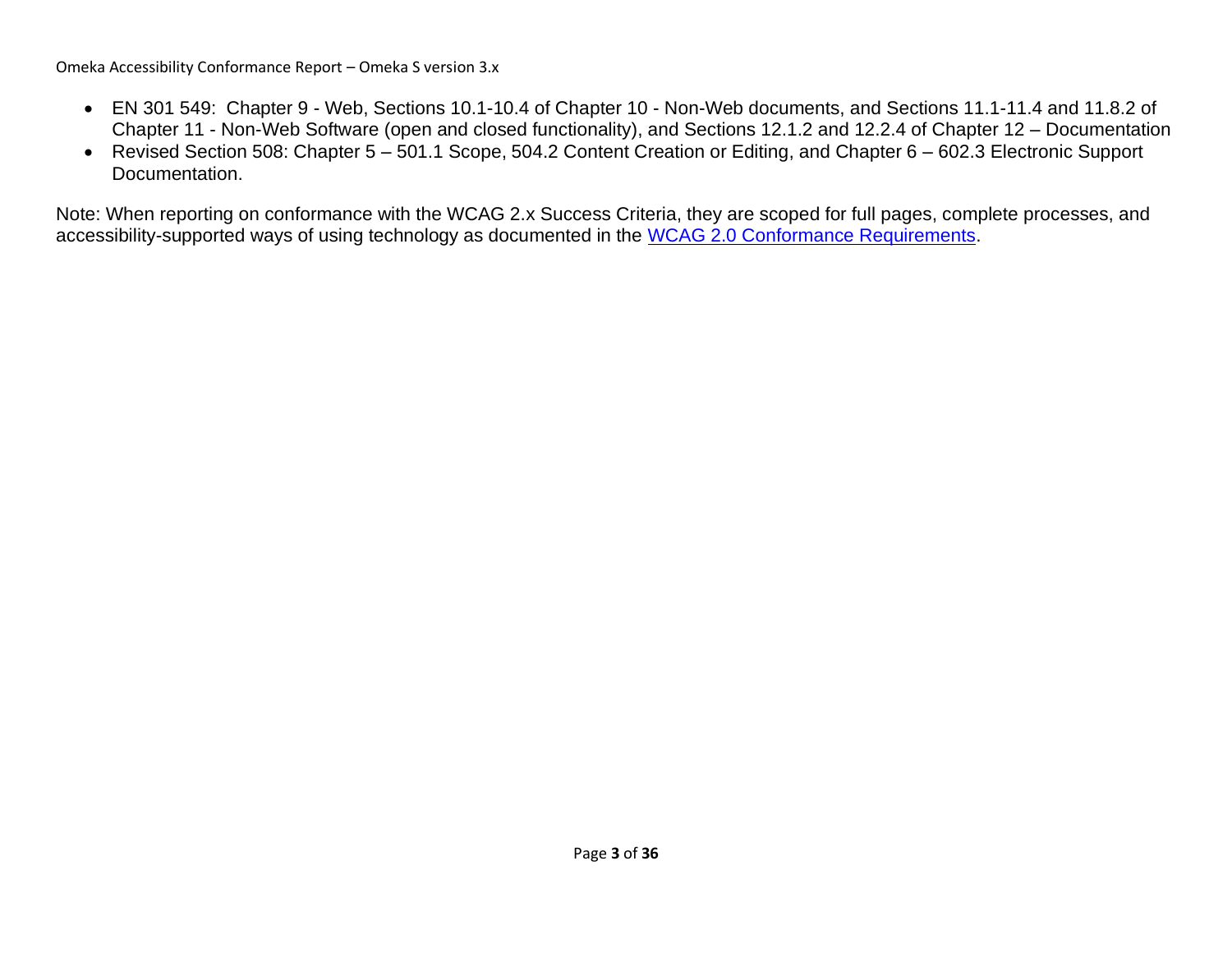- EN 301 549: Chapter 9 - Web, Sections 10.1-10.4 of Chapter 10 - Non-Web documents, and Sections 11.1-11.4 and 11.8.2 of Chapter 11 - Non-Web Software (open and closed functionality), and Sections 12.1.2 and 12.2.4 of Chapter 12 – Documentation
- Revised Section 508: Chapter 5 – 501.1 Scope, 504.2 Content Creation or Editing, and Chapter 6 – 602.3 Electronic Support Documentation.

Note: When reporting on conformance with the WCAG 2.x Success Criteria, they are scoped for full pages, complete processes, and accessibility-supported ways of using technology as documented in the [WCAG 2.0 Conformance Requirements](#).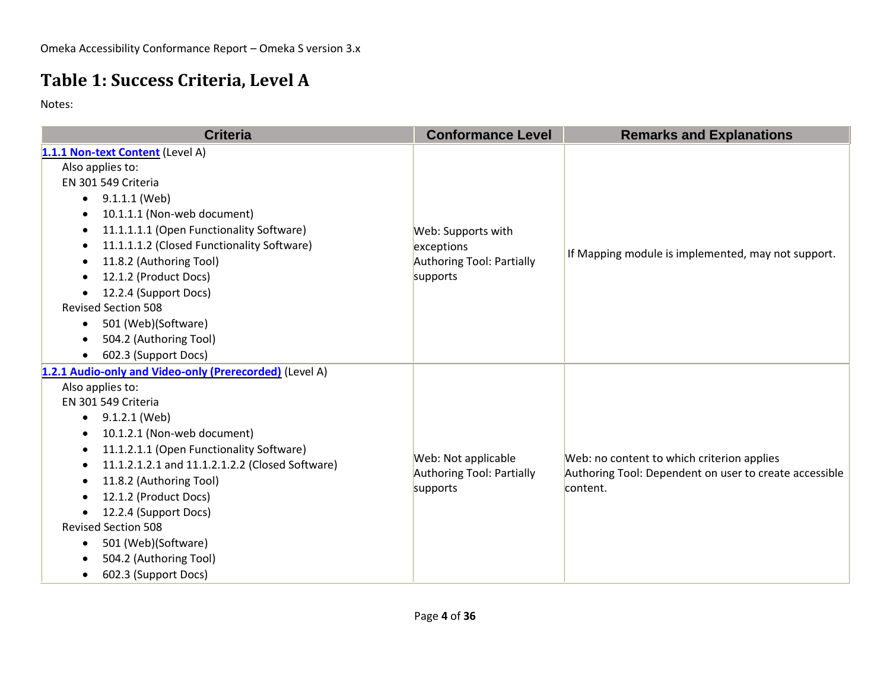# Table 1: Success Criteria, Level A

Notes:

| Criteria | Conformance Level | Remarks and Explanations |
| --- | --- | --- |
| **1.1.1 Non-text Content** (Level A)<br>Also applies to:<br>EN 301 549 Criteria<br>• 9.1.1.1 (Web)<br>• 10.1.1.1 (Non-web document)<br>• 11.1.1.1.1 (Open Functionality Software)<br>• 11.1.1.1.2 (Closed Functionality Software)<br>• 11.8.2 (Authoring Tool)<br>• 12.1.2 (Product Docs)<br>• 12.2.4 (Support Docs)<br>Revised Section 508<br>• 501 (Web)(Software)<br>• 504.2 (Authoring Tool)<br>• 602.3 (Support Docs) | Web: Supports with exceptions<br>Authoring Tool: Partially supports | If Mapping module is implemented, may not support. |
| **1.2.1 Audio-only and Video-only (Prerecorded)** (Level A)<br>Also applies to:<br>EN 301 549 Criteria<br>• 9.1.2.1 (Web)<br>• 10.1.2.1 (Non-web document)<br>• 11.1.2.1.1 (Open Functionality Software)<br>• 11.1.2.1.2.1 and 11.1.2.1.2.2 (Closed Software)<br>• 11.8.2 (Authoring Tool)<br>• 12.1.2 (Product Docs)<br>• 12.2.4 (Support Docs)<br>Revised Section 508<br>• 501 (Web)(Software)<br>• 504.2 (Authoring Tool)<br>• 602.3 (Support Docs) | Web: Not applicable<br>Authoring Tool: Partially supports | Web: no content to which criterion applies<br>Authoring Tool: Dependent on user to create accessible content. |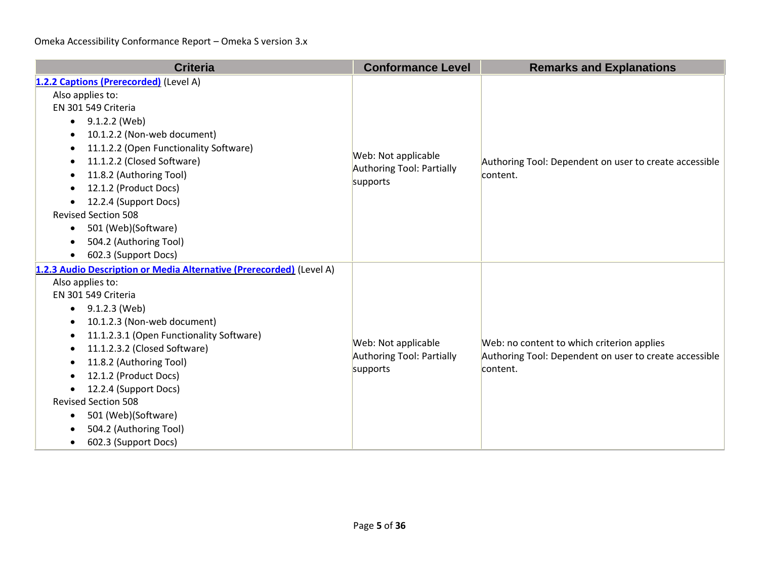| Criteria | Conformance Level | Remarks and Explanations |
|---|---|---|
| **[1.2.2 Captions (Prerecorded)]** (Level A)<br>Also applies to:<br>EN 301 549 Criteria<br>• 9.1.2.2 (Web)<br>• 10.1.2.2 (Non-web document)<br>• 11.1.2.2 (Open Functionality Software)<br>• 11.1.2.2 (Closed Software)<br>• 11.8.2 (Authoring Tool)<br>• 12.1.2 (Product Docs)<br>• 12.2.4 (Support Docs)<br>Revised Section 508<br>• 501 (Web)(Software)<br>• 504.2 (Authoring Tool)<br>• 602.3 (Support Docs) | Web: Not applicable<br>Authoring Tool: Partially supports | Authoring Tool: Dependent on user to create accessible content. |
| **[1.2.3 Audio Description or Media Alternative (Prerecorded)]** (Level A)<br>Also applies to:<br>EN 301 549 Criteria<br>• 9.1.2.3 (Web)<br>• 10.1.2.3 (Non-web document)<br>• 11.1.2.3.1 (Open Functionality Software)<br>• 11.1.2.3.2 (Closed Software)<br>• 11.8.2 (Authoring Tool)<br>• 12.1.2 (Product Docs)<br>• 12.2.4 (Support Docs)<br>Revised Section 508<br>• 501 (Web)(Software)<br>• 504.2 (Authoring Tool)<br>• 602.3 (Support Docs) | Web: Not applicable<br>Authoring Tool: Partially supports | Web: no content to which criterion applies<br>Authoring Tool: Dependent on user to create accessible content. |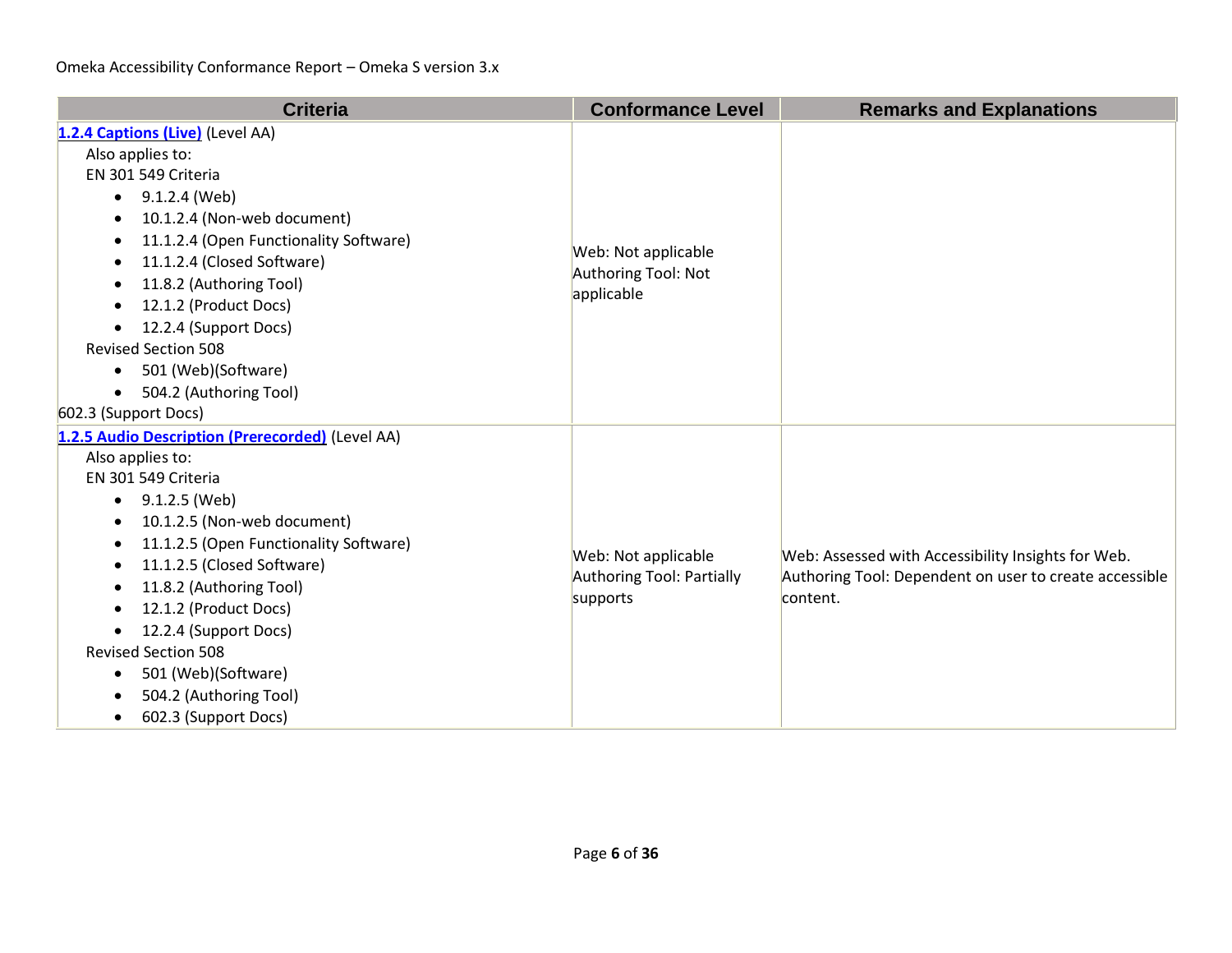| Criteria | Conformance Level | Remarks and Explanations |
| --- | --- | --- |
| **1.2.4 Captions (Live)** (Level AA)<br>Also applies to:<br>EN 301 549 Criteria<br>• 9.1.2.4 (Web)<br>• 10.1.2.4 (Non-web document)<br>• 11.1.2.4 (Open Functionality Software)<br>• 11.1.2.4 (Closed Software)<br>• 11.8.2 (Authoring Tool)<br>• 12.1.2 (Product Docs)<br>• 12.2.4 (Support Docs)<br>Revised Section 508<br>• 501 (Web)(Software)<br>• 504.2 (Authoring Tool)<br>602.3 (Support Docs) | Web: Not applicable<br>Authoring Tool: Not applicable | |
| **1.2.5 Audio Description (Prerecorded)** (Level AA)<br>Also applies to:<br>EN 301 549 Criteria<br>• 9.1.2.5 (Web)<br>• 10.1.2.5 (Non-web document)<br>• 11.1.2.5 (Open Functionality Software)<br>• 11.1.2.5 (Closed Software)<br>• 11.8.2 (Authoring Tool)<br>• 12.1.2 (Product Docs)<br>• 12.2.4 (Support Docs)<br>Revised Section 508<br>• 501 (Web)(Software)<br>• 504.2 (Authoring Tool)<br>• 602.3 (Support Docs) | Web: Not applicable<br>Authoring Tool: Partially supports | Web: Assessed with Accessibility Insights for Web.<br>Authoring Tool: Dependent on user to create accessible content. |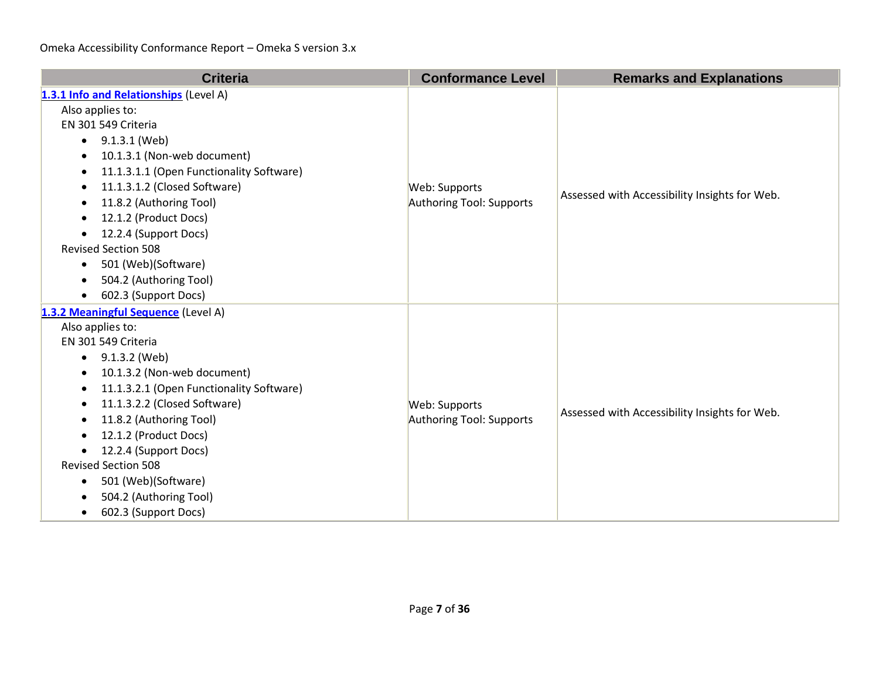| Criteria | Conformance Level | Remarks and Explanations |
| --- | --- | --- |
| **1.3.1 Info and Relationships** (Level A)<br>Also applies to:<br>EN 301 549 Criteria<br>• 9.1.3.1 (Web)<br>• 10.1.3.1 (Non-web document)<br>• 11.1.3.1.1 (Open Functionality Software)<br>• 11.1.3.1.2 (Closed Software)<br>• 11.8.2 (Authoring Tool)<br>• 12.1.2 (Product Docs)<br>• 12.2.4 (Support Docs)<br>Revised Section 508<br>• 501 (Web)(Software)<br>• 504.2 (Authoring Tool)<br>• 602.3 (Support Docs) | Web: Supports<br>Authoring Tool: Supports | Assessed with Accessibility Insights for Web. |
| **1.3.2 Meaningful Sequence** (Level A)<br>Also applies to:<br>EN 301 549 Criteria<br>• 9.1.3.2 (Web)<br>• 10.1.3.2 (Non-web document)<br>• 11.1.3.2.1 (Open Functionality Software)<br>• 11.1.3.2.2 (Closed Software)<br>• 11.8.2 (Authoring Tool)<br>• 12.1.2 (Product Docs)<br>• 12.2.4 (Support Docs)<br>Revised Section 508<br>• 501 (Web)(Software)<br>• 504.2 (Authoring Tool)<br>• 602.3 (Support Docs) | Web: Supports<br>Authoring Tool: Supports | Assessed with Accessibility Insights for Web. |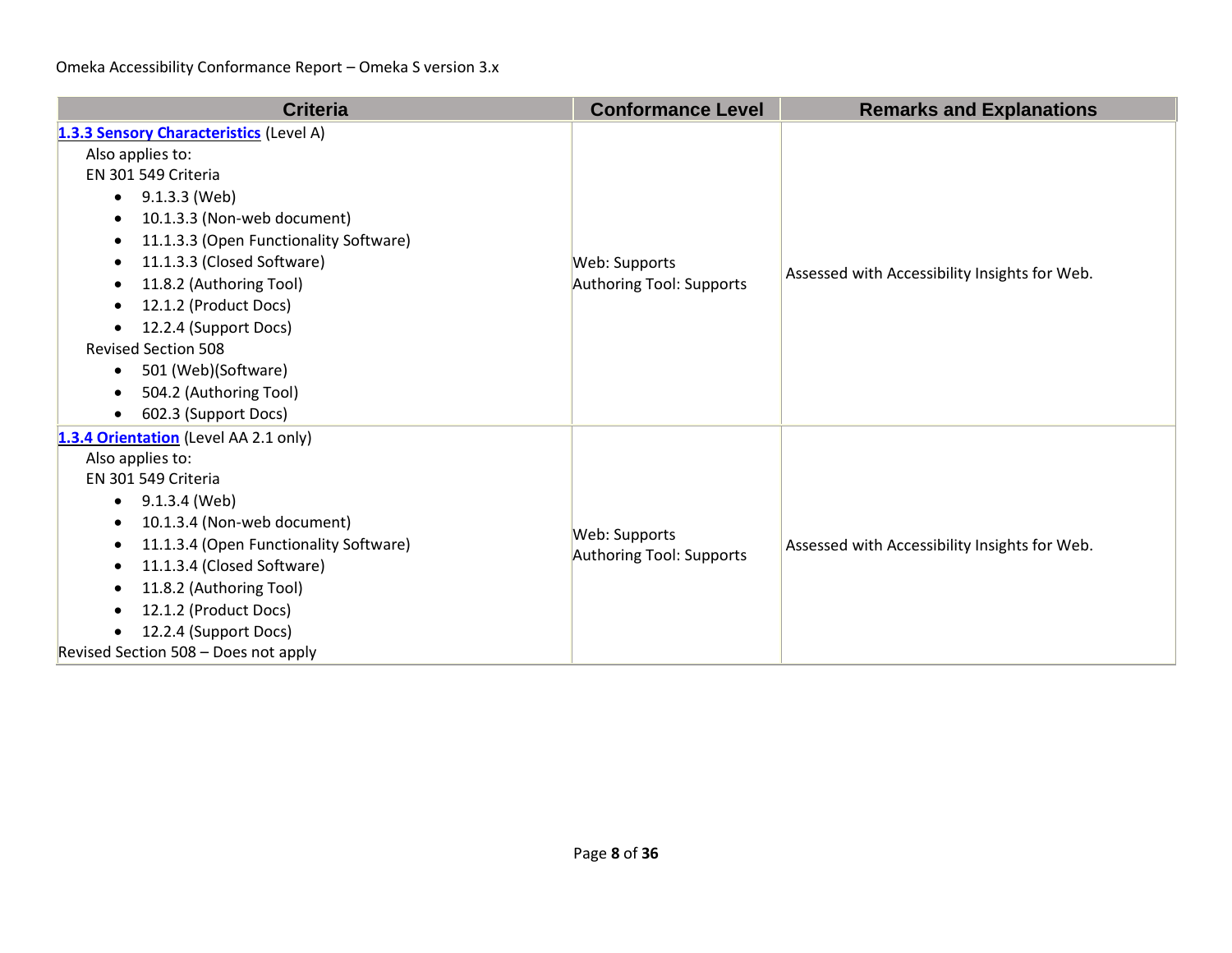| Criteria | Conformance Level | Remarks and Explanations |
| --- | --- | --- |
| **1.3.3 Sensory Characteristics** (Level A)<br>Also applies to:<br>EN 301 549 Criteria<br>• 9.1.3.3 (Web)<br>• 10.1.3.3 (Non-web document)<br>• 11.1.3.3 (Open Functionality Software)<br>• 11.1.3.3 (Closed Software)<br>• 11.8.2 (Authoring Tool)<br>• 12.1.2 (Product Docs)<br>• 12.2.4 (Support Docs)<br>Revised Section 508<br>• 501 (Web)(Software)<br>• 504.2 (Authoring Tool)<br>• 602.3 (Support Docs) | Web: Supports<br>Authoring Tool: Supports | Assessed with Accessibility Insights for Web. |
| **1.3.4 Orientation** (Level AA 2.1 only)<br>Also applies to:<br>EN 301 549 Criteria<br>• 9.1.3.4 (Web)<br>• 10.1.3.4 (Non-web document)<br>• 11.1.3.4 (Open Functionality Software)<br>• 11.1.3.4 (Closed Software)<br>• 11.8.2 (Authoring Tool)<br>• 12.1.2 (Product Docs)<br>• 12.2.4 (Support Docs)<br>Revised Section 508 – Does not apply | Web: Supports<br>Authoring Tool: Supports | Assessed with Accessibility Insights for Web. |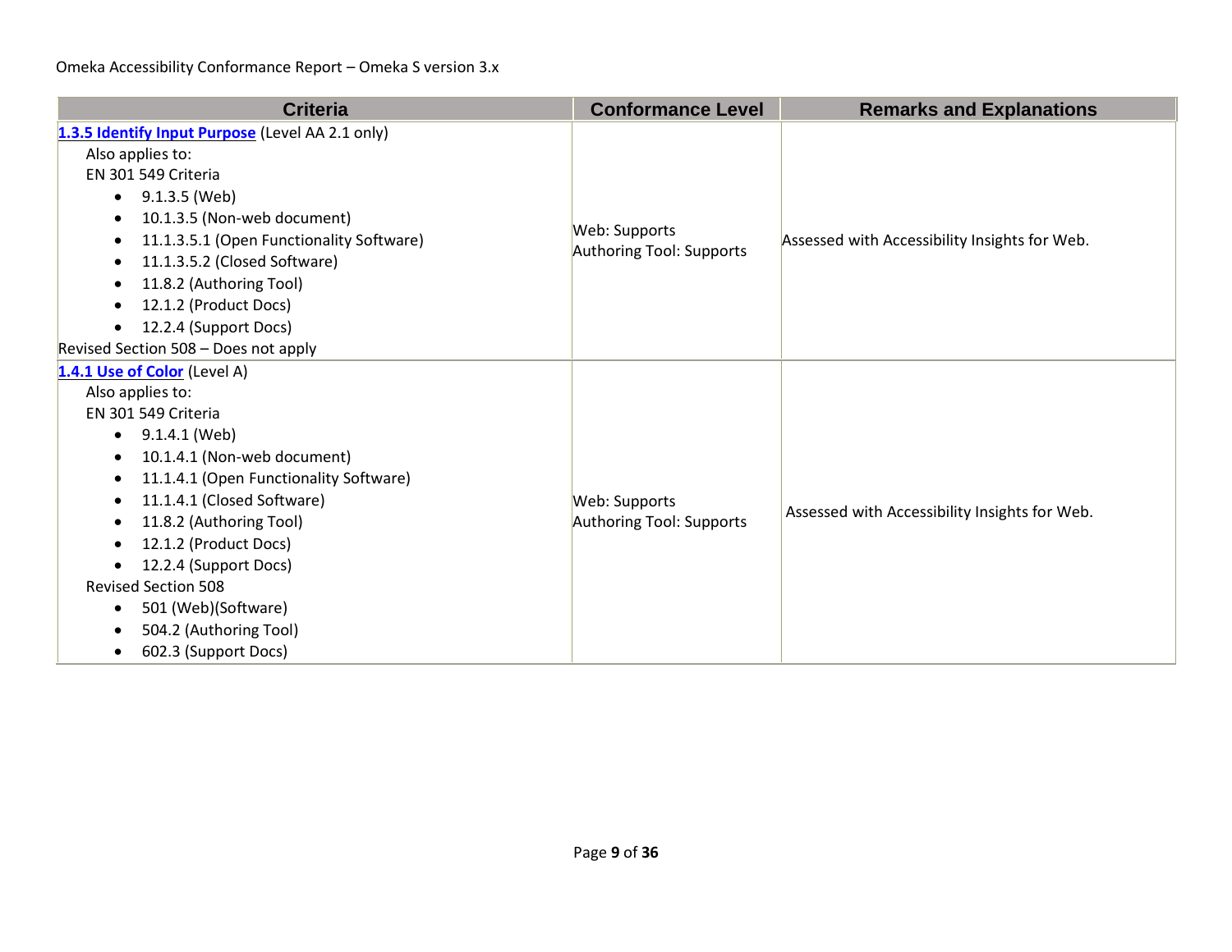| Criteria | Conformance Level | Remarks and Explanations |
| --- | --- | --- |
| **1.3.5 Identify Input Purpose** (Level AA 2.1 only)<br>Also applies to:<br>EN 301 549 Criteria<br>• 9.1.3.5 (Web)<br>• 10.1.3.5 (Non-web document)<br>• 11.1.3.5.1 (Open Functionality Software)<br>• 11.1.3.5.2 (Closed Software)<br>• 11.8.2 (Authoring Tool)<br>• 12.1.2 (Product Docs)<br>• 12.2.4 (Support Docs)<br>Revised Section 508 – Does not apply | Web: Supports<br>Authoring Tool: Supports | Assessed with Accessibility Insights for Web. |
| **1.4.1 Use of Color** (Level A)<br>Also applies to:<br>EN 301 549 Criteria<br>• 9.1.4.1 (Web)<br>• 10.1.4.1 (Non-web document)<br>• 11.1.4.1 (Open Functionality Software)<br>• 11.1.4.1 (Closed Software)<br>• 11.8.2 (Authoring Tool)<br>• 12.1.2 (Product Docs)<br>• 12.2.4 (Support Docs)<br>Revised Section 508<br>• 501 (Web)(Software)<br>• 504.2 (Authoring Tool)<br>• 602.3 (Support Docs) | Web: Supports<br>Authoring Tool: Supports | Assessed with Accessibility Insights for Web. |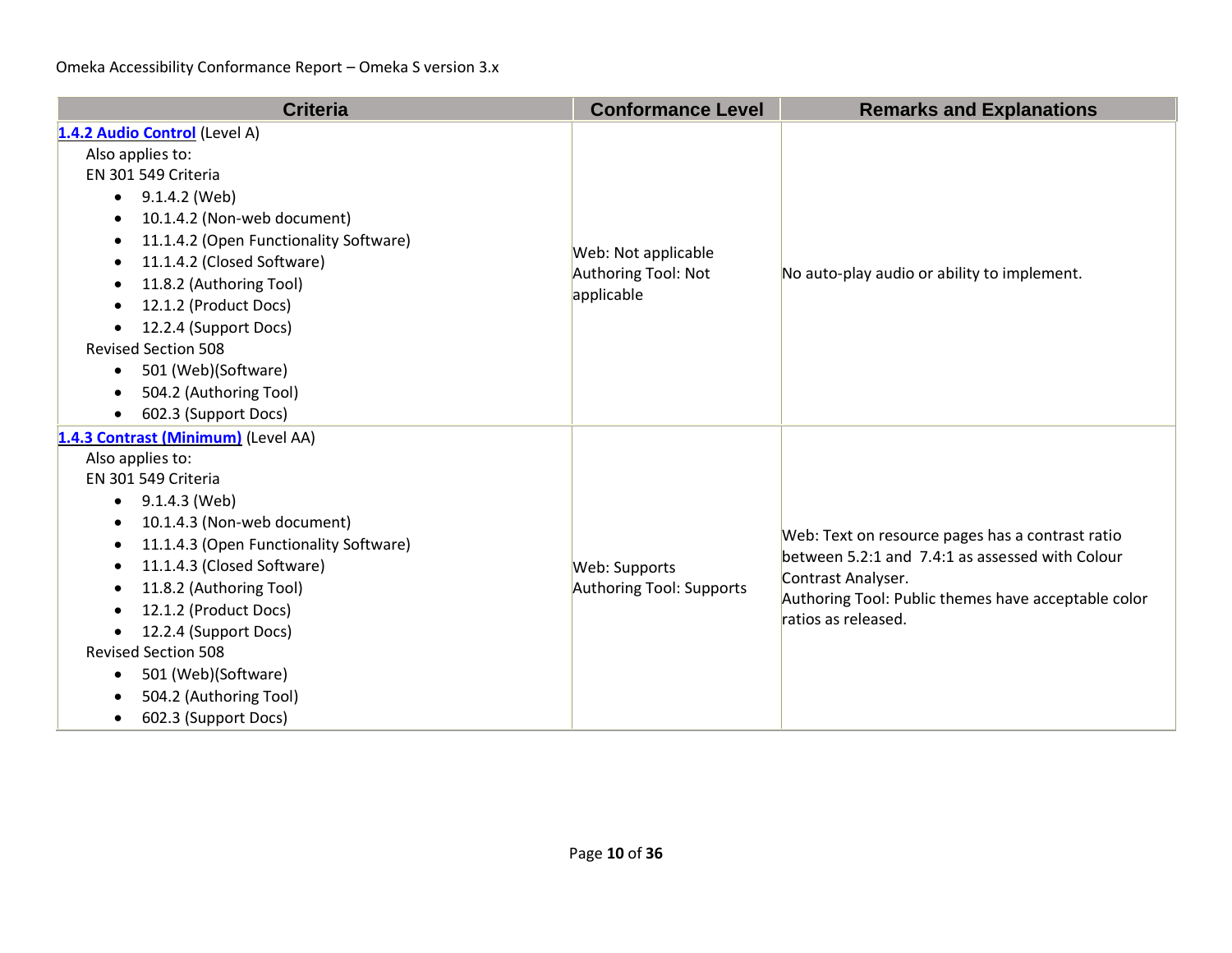| Criteria | Conformance Level | Remarks and Explanations |
| --- | --- | --- |
| **1.4.2 Audio Control** (Level A)<br>Also applies to:<br>EN 301 549 Criteria<br>• 9.1.4.2 (Web)<br>• 10.1.4.2 (Non-web document)<br>• 11.1.4.2 (Open Functionality Software)<br>• 11.1.4.2 (Closed Software)<br>• 11.8.2 (Authoring Tool)<br>• 12.1.2 (Product Docs)<br>• 12.2.4 (Support Docs)<br>Revised Section 508<br>• 501 (Web)(Software)<br>• 504.2 (Authoring Tool)<br>• 602.3 (Support Docs) | Web: Not applicable<br>Authoring Tool: Not applicable | No auto-play audio or ability to implement. |
| **1.4.3 Contrast (Minimum)** (Level AA)<br>Also applies to:<br>EN 301 549 Criteria<br>• 9.1.4.3 (Web)<br>• 10.1.4.3 (Non-web document)<br>• 11.1.4.3 (Open Functionality Software)<br>• 11.1.4.3 (Closed Software)<br>• 11.8.2 (Authoring Tool)<br>• 12.1.2 (Product Docs)<br>• 12.2.4 (Support Docs)<br>Revised Section 508<br>• 501 (Web)(Software)<br>• 504.2 (Authoring Tool)<br>• 602.3 (Support Docs) | Web: Supports<br>Authoring Tool: Supports | Web: Text on resource pages has a contrast ratio between 5.2:1 and 7.4:1 as assessed with Colour Contrast Analyser.<br>Authoring Tool: Public themes have acceptable color ratios as released. |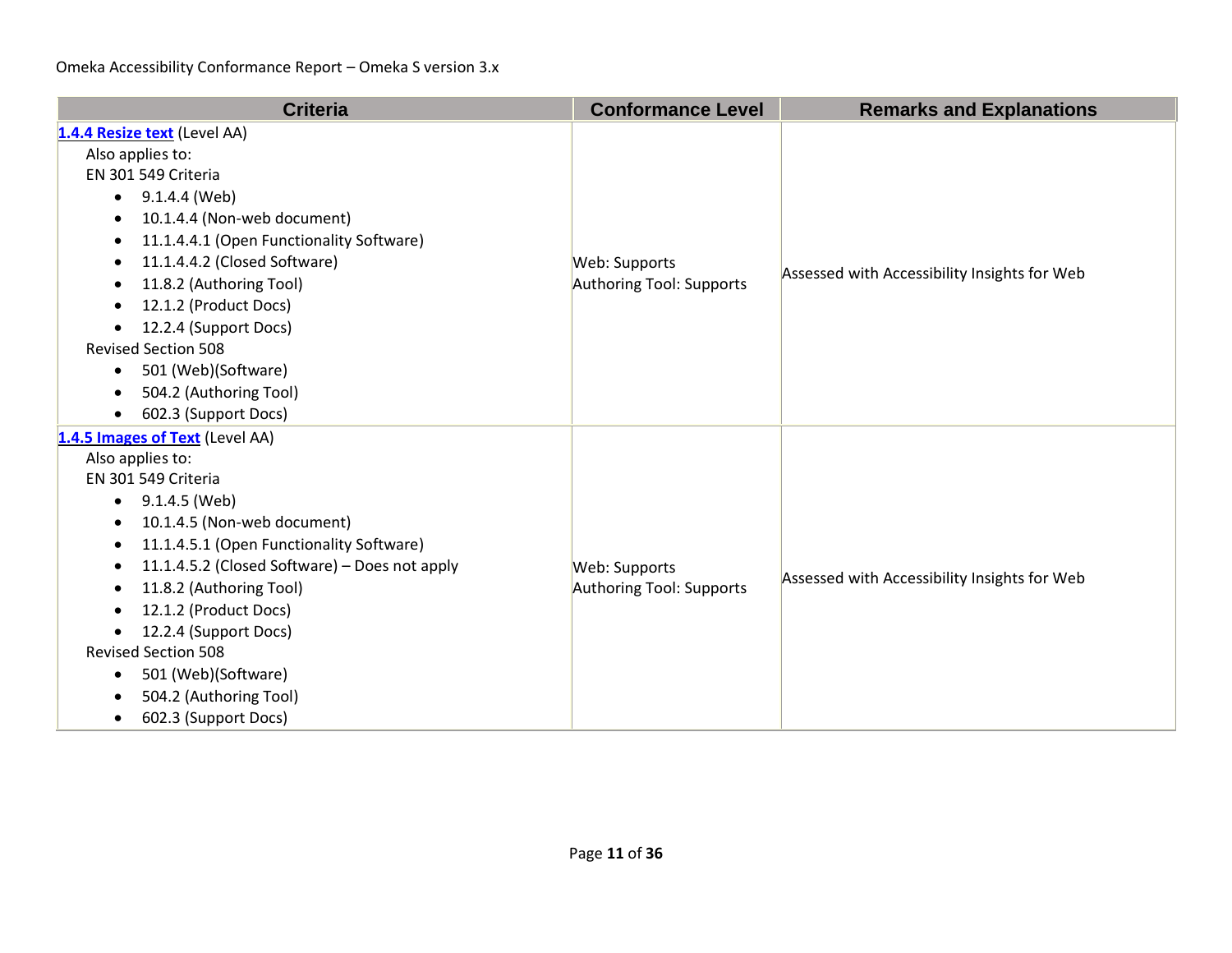| Criteria | Conformance Level | Remarks and Explanations |
|---|---|---|
| **1.4.4 Resize text** (Level AA)<br>Also applies to:<br>EN 301 549 Criteria<br>• 9.1.4.4 (Web)<br>• 10.1.4.4 (Non-web document)<br>• 11.1.4.4.1 (Open Functionality Software)<br>• 11.1.4.4.2 (Closed Software)<br>• 11.8.2 (Authoring Tool)<br>• 12.1.2 (Product Docs)<br>• 12.2.4 (Support Docs)<br>Revised Section 508<br>• 501 (Web)(Software)<br>• 504.2 (Authoring Tool)<br>• 602.3 (Support Docs) | Web: Supports<br>Authoring Tool: Supports | Assessed with Accessibility Insights for Web |
| **1.4.5 Images of Text** (Level AA)<br>Also applies to:<br>EN 301 549 Criteria<br>• 9.1.4.5 (Web)<br>• 10.1.4.5 (Non-web document)<br>• 11.1.4.5.1 (Open Functionality Software)<br>• 11.1.4.5.2 (Closed Software) – Does not apply<br>• 11.8.2 (Authoring Tool)<br>• 12.1.2 (Product Docs)<br>• 12.2.4 (Support Docs)<br>Revised Section 508<br>• 501 (Web)(Software)<br>• 504.2 (Authoring Tool)<br>• 602.3 (Support Docs) | Web: Supports<br>Authoring Tool: Supports | Assessed with Accessibility Insights for Web |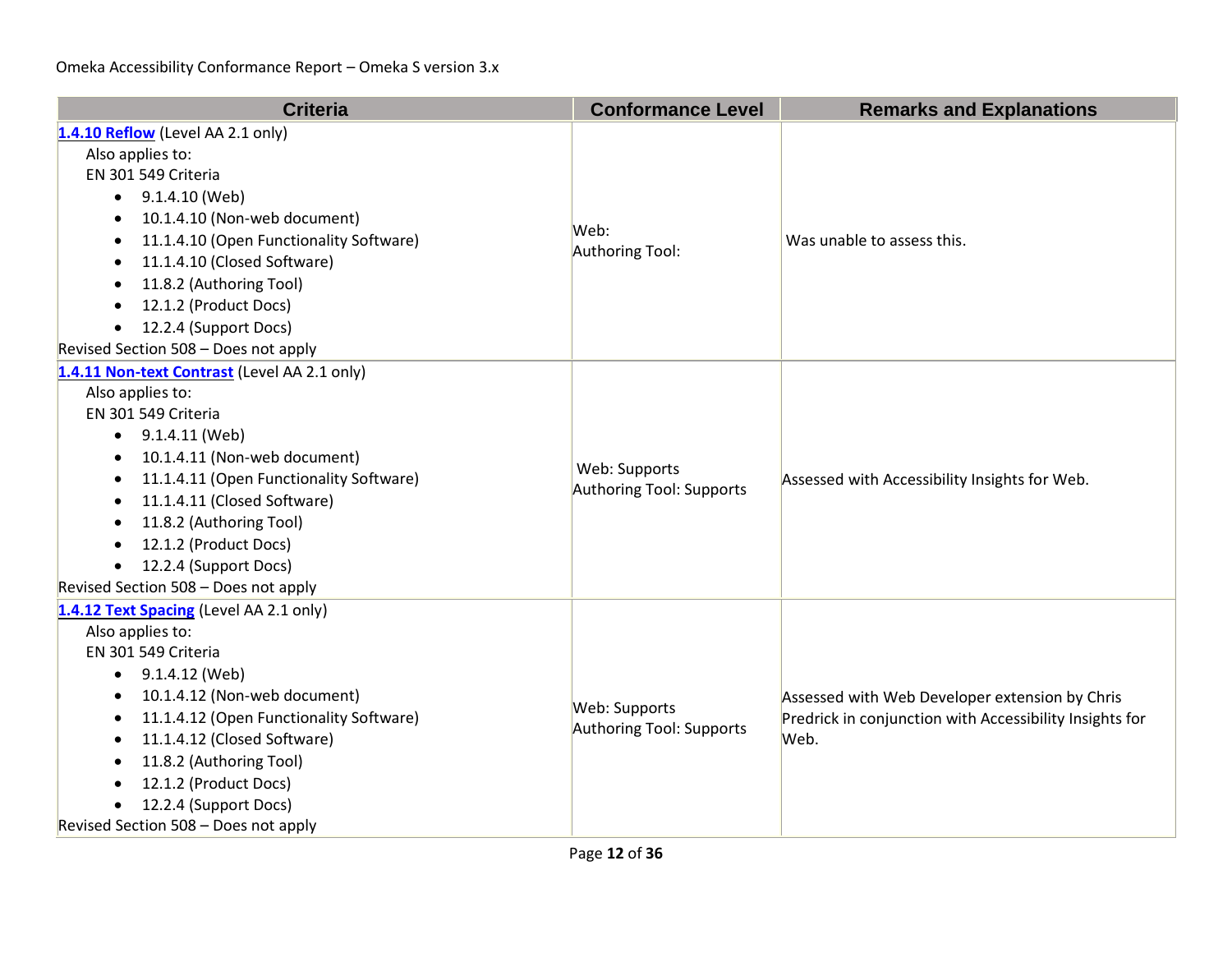| Criteria | Conformance Level | Remarks and Explanations |
| --- | --- | --- |
| **1.4.10 Reflow** (Level AA 2.1 only)<br>Also applies to:<br>EN 301 549 Criteria<br>• 9.1.4.10 (Web)<br>• 10.1.4.10 (Non-web document)<br>• 11.1.4.10 (Open Functionality Software)<br>• 11.1.4.10 (Closed Software)<br>• 11.8.2 (Authoring Tool)<br>• 12.1.2 (Product Docs)<br>• 12.2.4 (Support Docs)<br>Revised Section 508 – Does not apply | Web:<br>Authoring Tool: | Was unable to assess this. |
| **1.4.11 Non-text Contrast** (Level AA 2.1 only)<br>Also applies to:<br>EN 301 549 Criteria<br>• 9.1.4.11 (Web)<br>• 10.1.4.11 (Non-web document)<br>• 11.1.4.11 (Open Functionality Software)<br>• 11.1.4.11 (Closed Software)<br>• 11.8.2 (Authoring Tool)<br>• 12.1.2 (Product Docs)<br>• 12.2.4 (Support Docs)<br>Revised Section 508 – Does not apply | Web: Supports<br>Authoring Tool: Supports | Assessed with Accessibility Insights for Web. |
| **1.4.12 Text Spacing** (Level AA 2.1 only)<br>Also applies to:<br>EN 301 549 Criteria<br>• 9.1.4.12 (Web)<br>• 10.1.4.12 (Non-web document)<br>• 11.1.4.12 (Open Functionality Software)<br>• 11.1.4.12 (Closed Software)<br>• 11.8.2 (Authoring Tool)<br>• 12.1.2 (Product Docs)<br>• 12.2.4 (Support Docs)<br>Revised Section 508 – Does not apply | Web: Supports<br>Authoring Tool: Supports | Assessed with Web Developer extension by Chris Predrick in conjunction with Accessibility Insights for Web. |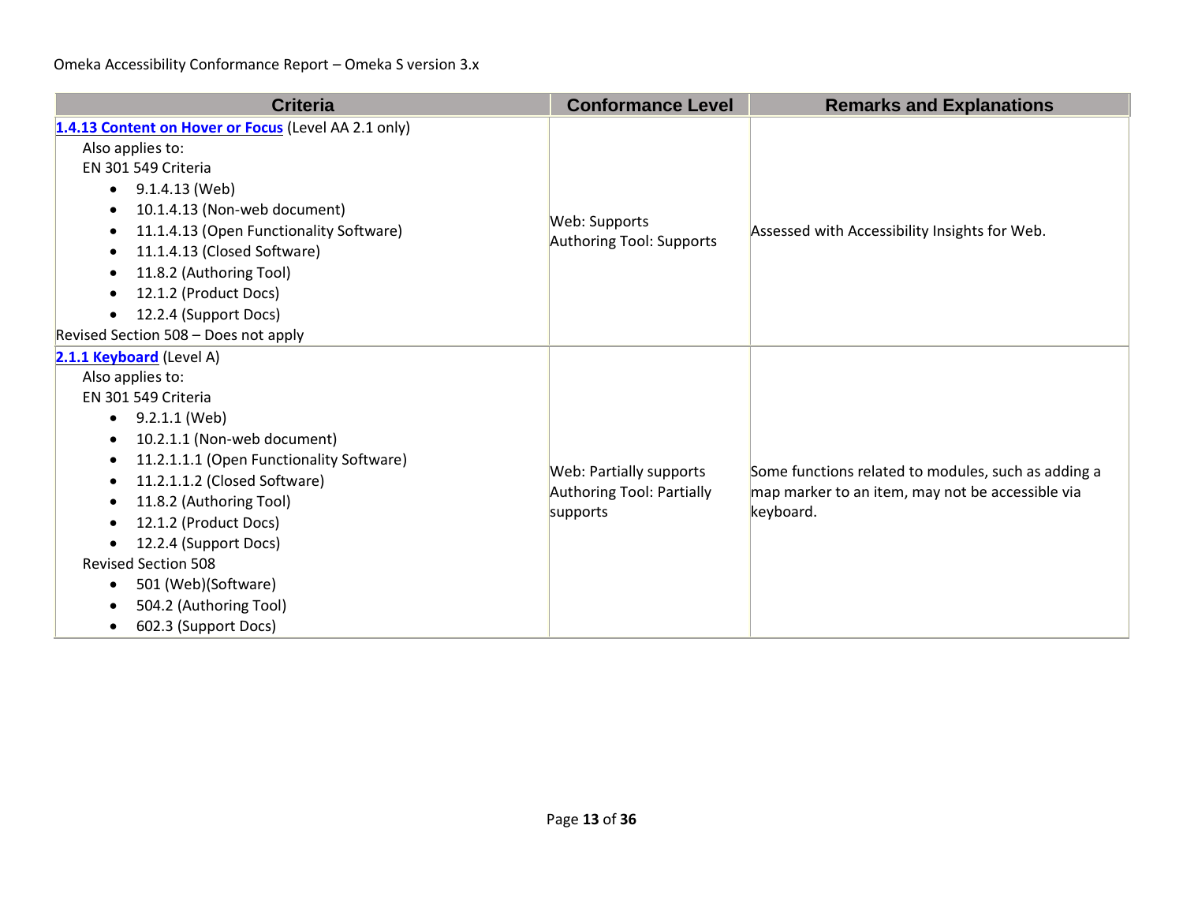| Criteria | Conformance Level | Remarks and Explanations |
| --- | --- | --- |
| **1.4.13 Content on Hover or Focus** (Level AA 2.1 only)<br>Also applies to:<br>EN 301 549 Criteria<br>• 9.1.4.13 (Web)<br>• 10.1.4.13 (Non-web document)<br>• 11.1.4.13 (Open Functionality Software)<br>• 11.1.4.13 (Closed Software)<br>• 11.8.2 (Authoring Tool)<br>• 12.1.2 (Product Docs)<br>• 12.2.4 (Support Docs)<br>Revised Section 508 – Does not apply | Web: Supports<br>Authoring Tool: Supports | Assessed with Accessibility Insights for Web. |
| **2.1.1 Keyboard** (Level A)<br>Also applies to:<br>EN 301 549 Criteria<br>• 9.2.1.1 (Web)<br>• 10.2.1.1 (Non-web document)<br>• 11.2.1.1.1 (Open Functionality Software)<br>• 11.2.1.1.2 (Closed Software)<br>• 11.8.2 (Authoring Tool)<br>• 12.1.2 (Product Docs)<br>• 12.2.4 (Support Docs)<br>Revised Section 508<br>• 501 (Web)(Software)<br>• 504.2 (Authoring Tool)<br>• 602.3 (Support Docs) | Web: Partially supports<br>Authoring Tool: Partially supports | Some functions related to modules, such as adding a map marker to an item, may not be accessible via keyboard. |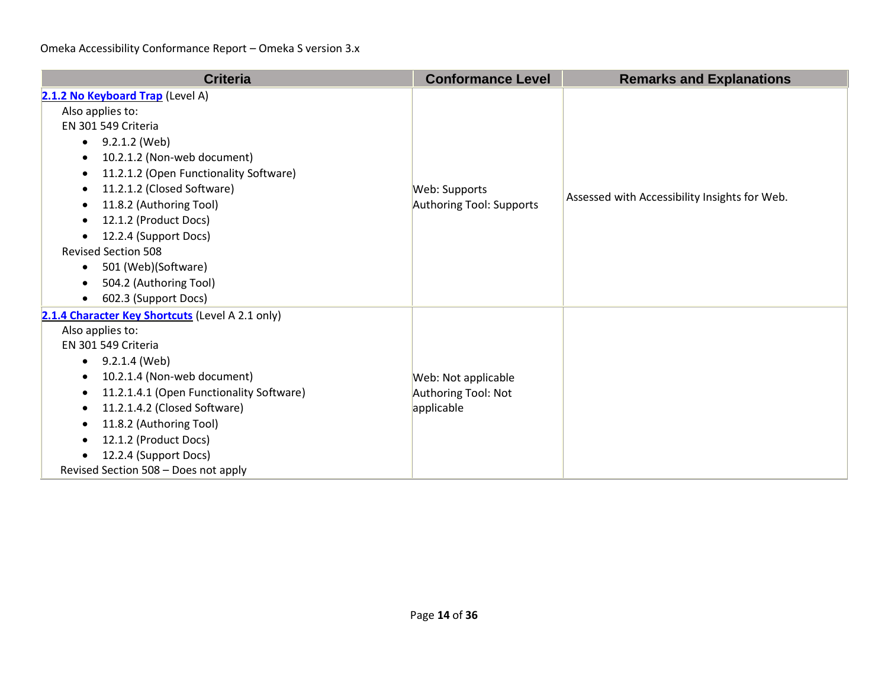| Criteria | Conformance Level | Remarks and Explanations |
|---|---|---|
| **[2.1.2 No Keyboard Trap](#)** (Level A)<br>Also applies to:<br>EN 301 549 Criteria<br>• 9.2.1.2 (Web)<br>• 10.2.1.2 (Non-web document)<br>• 11.2.1.2 (Open Functionality Software)<br>• 11.2.1.2 (Closed Software)<br>• 11.8.2 (Authoring Tool)<br>• 12.1.2 (Product Docs)<br>• 12.2.4 (Support Docs)<br>Revised Section 508<br>• 501 (Web)(Software)<br>• 504.2 (Authoring Tool)<br>• 602.3 (Support Docs) | Web: Supports<br>Authoring Tool: Supports | Assessed with Accessibility Insights for Web. |
| **[2.1.4 Character Key Shortcuts](#)** (Level A 2.1 only)<br>Also applies to:<br>EN 301 549 Criteria<br>• 9.2.1.4 (Web)<br>• 10.2.1.4 (Non-web document)<br>• 11.2.1.4.1 (Open Functionality Software)<br>• 11.2.1.4.2 (Closed Software)<br>• 11.8.2 (Authoring Tool)<br>• 12.1.2 (Product Docs)<br>• 12.2.4 (Support Docs)<br>Revised Section 508 – Does not apply | Web: Not applicable<br>Authoring Tool: Not applicable | |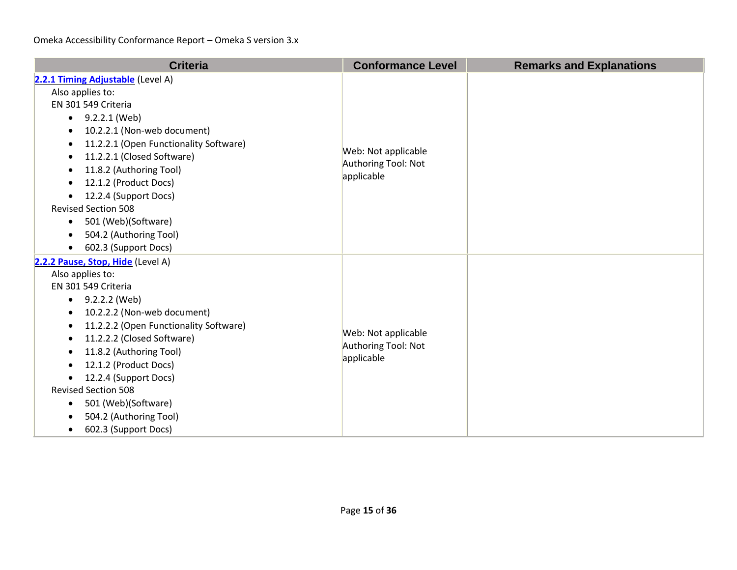| Criteria | Conformance Level | Remarks and Explanations |
| --- | --- | --- |
| [2.2.1 Timing Adjustable](#) (Level A)<br>Also applies to:<br>EN 301 549 Criteria<br>• 9.2.2.1 (Web)<br>• 10.2.2.1 (Non-web document)<br>• 11.2.2.1 (Open Functionality Software)<br>• 11.2.2.1 (Closed Software)<br>• 11.8.2 (Authoring Tool)<br>• 12.1.2 (Product Docs)<br>• 12.2.4 (Support Docs)<br>Revised Section 508<br>• 501 (Web)(Software)<br>• 504.2 (Authoring Tool)<br>• 602.3 (Support Docs) | Web: Not applicable<br>Authoring Tool: Not applicable | |
| [2.2.2 Pause, Stop, Hide](#) (Level A)<br>Also applies to:<br>EN 301 549 Criteria<br>• 9.2.2.2 (Web)<br>• 10.2.2.2 (Non-web document)<br>• 11.2.2.2 (Open Functionality Software)<br>• 11.2.2.2 (Closed Software)<br>• 11.8.2 (Authoring Tool)<br>• 12.1.2 (Product Docs)<br>• 12.2.4 (Support Docs)<br>Revised Section 508<br>• 501 (Web)(Software)<br>• 504.2 (Authoring Tool)<br>• 602.3 (Support Docs) | Web: Not applicable<br>Authoring Tool: Not applicable | |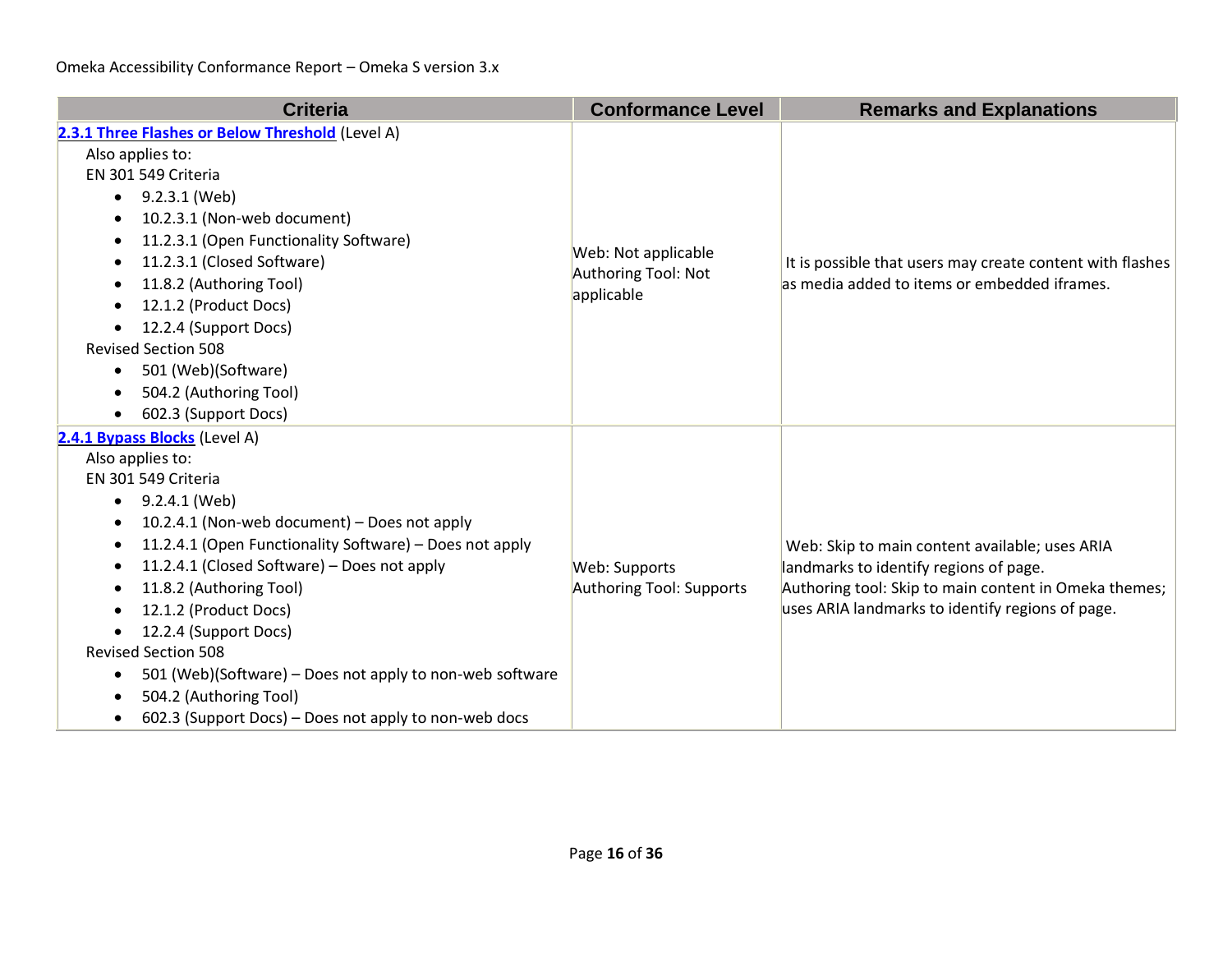| Criteria | Conformance Level | Remarks and Explanations |
|---|---|---|
| [2.3.1 Three Flashes or Below Threshold](#) (Level A)<br>Also applies to:<br>EN 301 549 Criteria<br>• 9.2.3.1 (Web)<br>• 10.2.3.1 (Non-web document)<br>• 11.2.3.1 (Open Functionality Software)<br>• 11.2.3.1 (Closed Software)<br>• 11.8.2 (Authoring Tool)<br>• 12.1.2 (Product Docs)<br>• 12.2.4 (Support Docs)<br>Revised Section 508<br>• 501 (Web)(Software)<br>• 504.2 (Authoring Tool)<br>• 602.3 (Support Docs) | Web: Not applicable<br>Authoring Tool: Not applicable | It is possible that users may create content with flashes as media added to items or embedded iframes. |
| [2.4.1 Bypass Blocks](#) (Level A)<br>Also applies to:<br>EN 301 549 Criteria<br>• 9.2.4.1 (Web)<br>• 10.2.4.1 (Non-web document) – Does not apply<br>• 11.2.4.1 (Open Functionality Software) – Does not apply<br>• 11.2.4.1 (Closed Software) – Does not apply<br>• 11.8.2 (Authoring Tool)<br>• 12.1.2 (Product Docs)<br>• 12.2.4 (Support Docs)<br>Revised Section 508<br>• 501 (Web)(Software) – Does not apply to non-web software<br>• 504.2 (Authoring Tool)<br>• 602.3 (Support Docs) – Does not apply to non-web docs | Web: Supports<br>Authoring Tool: Supports | Web: Skip to main content available; uses ARIA landmarks to identify regions of page.<br>Authoring tool: Skip to main content in Omeka themes; uses ARIA landmarks to identify regions of page. |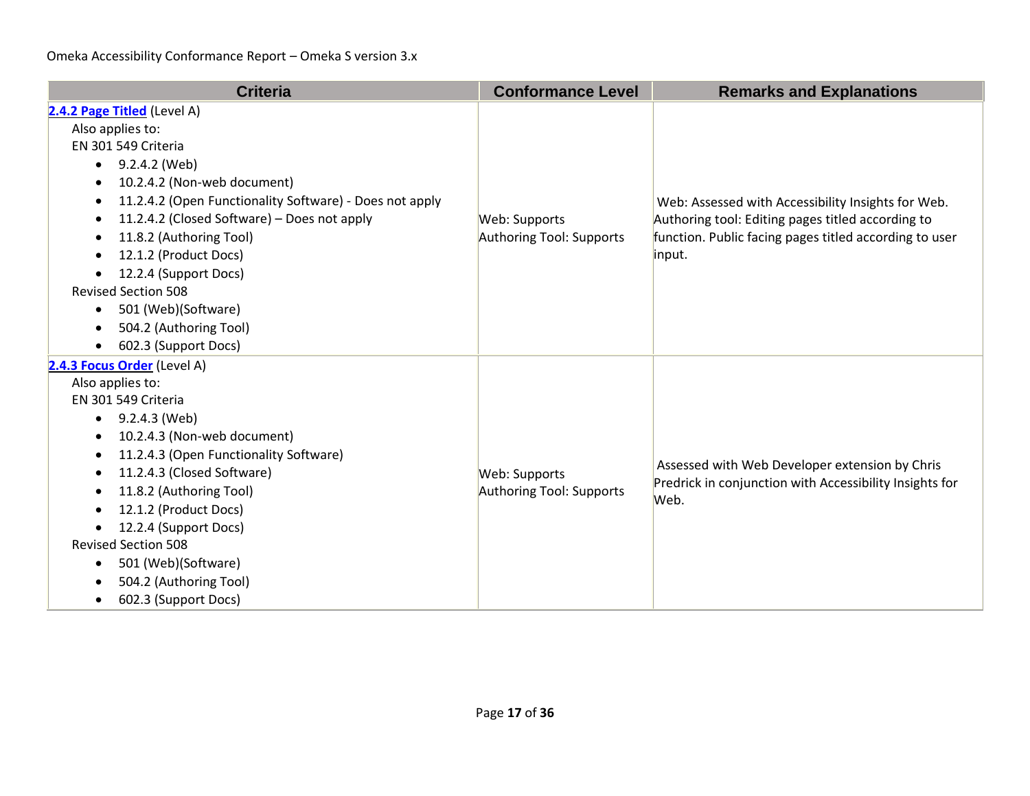| Criteria | Conformance Level | Remarks and Explanations |
| --- | --- | --- |
| **[2.4.2 Page Titled](#)** (Level A)<br>Also applies to:<br>EN 301 549 Criteria<br>• 9.2.4.2 (Web)<br>• 10.2.4.2 (Non-web document)<br>• 11.2.4.2 (Open Functionality Software) - Does not apply<br>• 11.2.4.2 (Closed Software) – Does not apply<br>• 11.8.2 (Authoring Tool)<br>• 12.1.2 (Product Docs)<br>• 12.2.4 (Support Docs)<br>Revised Section 508<br>• 501 (Web)(Software)<br>• 504.2 (Authoring Tool)<br>• 602.3 (Support Docs) | Web: Supports<br>Authoring Tool: Supports | Web: Assessed with Accessibility Insights for Web. Authoring tool: Editing pages titled according to function. Public facing pages titled according to user input. |
| **[2.4.3 Focus Order](#)** (Level A)<br>Also applies to:<br>EN 301 549 Criteria<br>• 9.2.4.3 (Web)<br>• 10.2.4.3 (Non-web document)<br>• 11.2.4.3 (Open Functionality Software)<br>• 11.2.4.3 (Closed Software)<br>• 11.8.2 (Authoring Tool)<br>• 12.1.2 (Product Docs)<br>• 12.2.4 (Support Docs)<br>Revised Section 508<br>• 501 (Web)(Software)<br>• 504.2 (Authoring Tool)<br>• 602.3 (Support Docs) | Web: Supports<br>Authoring Tool: Supports | Assessed with Web Developer extension by Chris Predrick in conjunction with Accessibility Insights for Web. |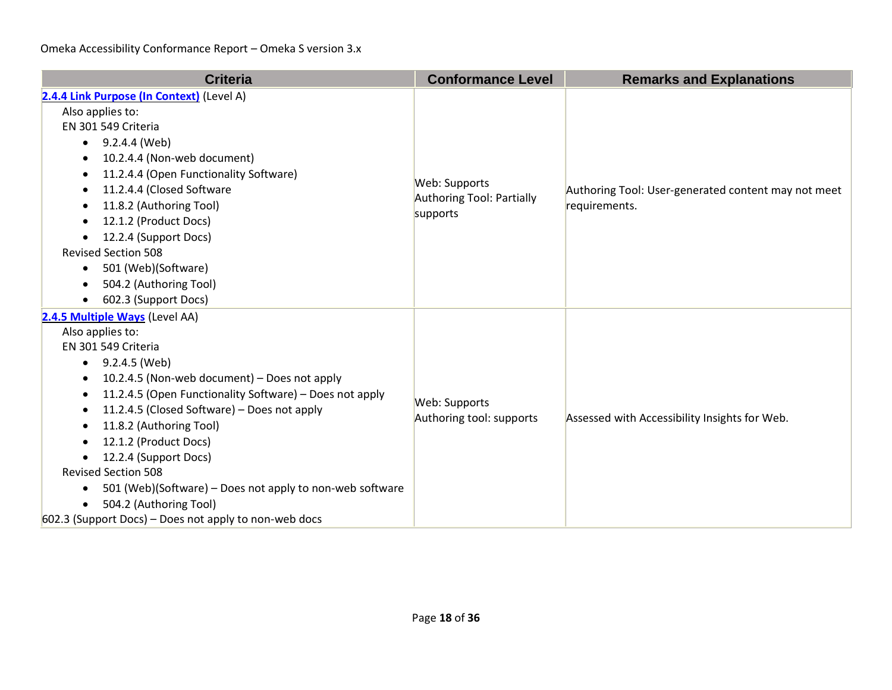| Criteria | Conformance Level | Remarks and Explanations |
|---|---|---|
| **2.4.4 Link Purpose (In Context)** (Level A)<br>Also applies to:<br>EN 301 549 Criteria<br>• 9.2.4.4 (Web)<br>• 10.2.4.4 (Non-web document)<br>• 11.2.4.4 (Open Functionality Software)<br>• 11.2.4.4 (Closed Software<br>• 11.8.2 (Authoring Tool)<br>• 12.1.2 (Product Docs)<br>• 12.2.4 (Support Docs)<br>Revised Section 508<br>• 501 (Web)(Software)<br>• 504.2 (Authoring Tool)<br>• 602.3 (Support Docs) | Web: Supports<br>Authoring Tool: Partially supports | Authoring Tool: User-generated content may not meet requirements. |
| **2.4.5 Multiple Ways** (Level AA)<br>Also applies to:<br>EN 301 549 Criteria<br>• 9.2.4.5 (Web)<br>• 10.2.4.5 (Non-web document) – Does not apply<br>• 11.2.4.5 (Open Functionality Software) – Does not apply<br>• 11.2.4.5 (Closed Software) – Does not apply<br>• 11.8.2 (Authoring Tool)<br>• 12.1.2 (Product Docs)<br>• 12.2.4 (Support Docs)<br>Revised Section 508<br>• 501 (Web)(Software) – Does not apply to non-web software<br>• 504.2 (Authoring Tool)<br>602.3 (Support Docs) – Does not apply to non-web docs | Web: Supports<br>Authoring tool: supports | Assessed with Accessibility Insights for Web. |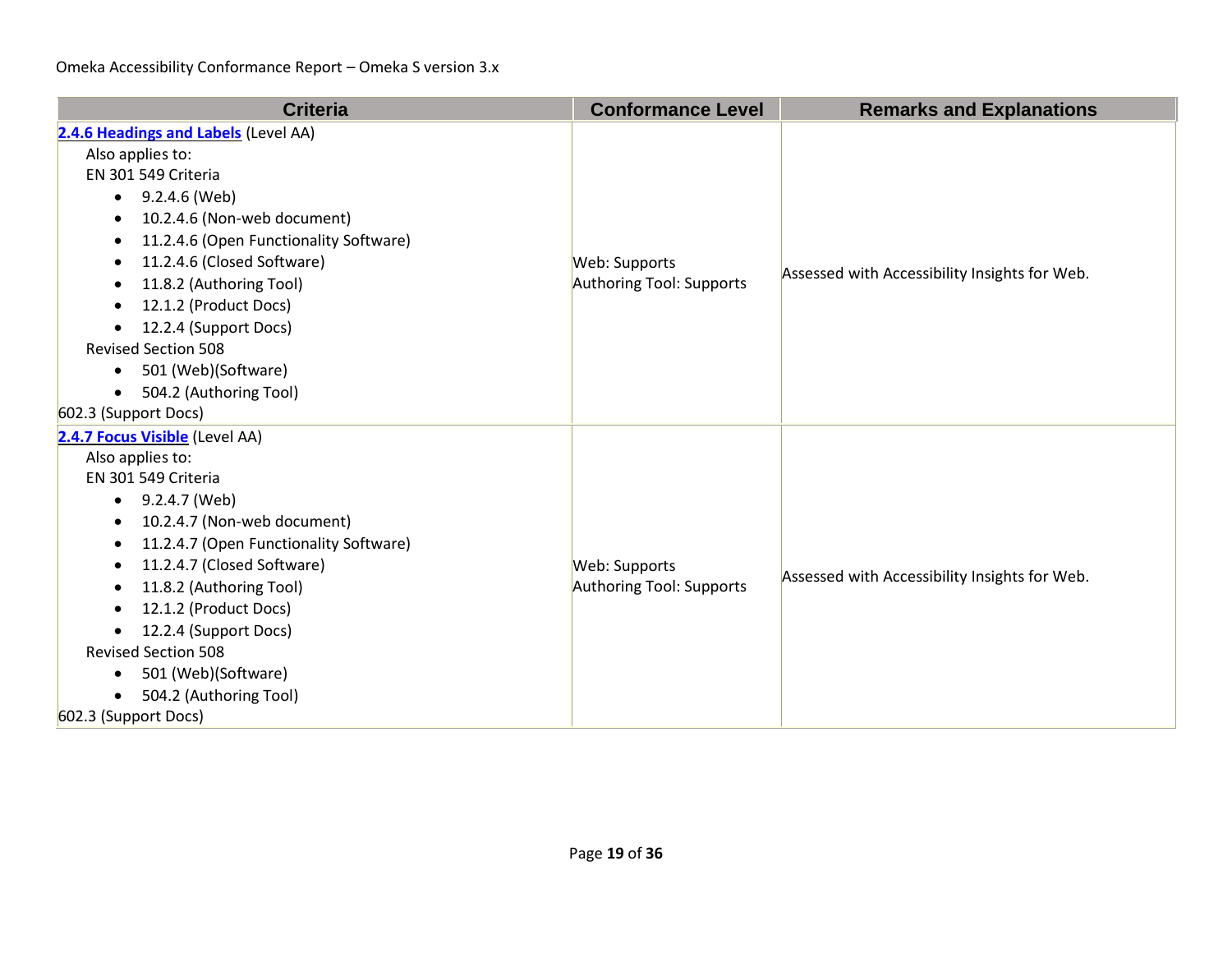| Criteria | Conformance Level | Remarks and Explanations |
| --- | --- | --- |
| **[2.4.6 Headings and Labels]** (Level AA)<br>Also applies to:<br>EN 301 549 Criteria<br>• 9.2.4.6 (Web)<br>• 10.2.4.6 (Non-web document)<br>• 11.2.4.6 (Open Functionality Software)<br>• 11.2.4.6 (Closed Software)<br>• 11.8.2 (Authoring Tool)<br>• 12.1.2 (Product Docs)<br>• 12.2.4 (Support Docs)<br>Revised Section 508<br>• 501 (Web)(Software)<br>• 504.2 (Authoring Tool)<br>602.3 (Support Docs) | Web: Supports<br>Authoring Tool: Supports | Assessed with Accessibility Insights for Web. |
| **[2.4.7 Focus Visible]** (Level AA)<br>Also applies to:<br>EN 301 549 Criteria<br>• 9.2.4.7 (Web)<br>• 10.2.4.7 (Non-web document)<br>• 11.2.4.7 (Open Functionality Software)<br>• 11.2.4.7 (Closed Software)<br>• 11.8.2 (Authoring Tool)<br>• 12.1.2 (Product Docs)<br>• 12.2.4 (Support Docs)<br>Revised Section 508<br>• 501 (Web)(Software)<br>• 504.2 (Authoring Tool)<br>602.3 (Support Docs) | Web: Supports<br>Authoring Tool: Supports | Assessed with Accessibility Insights for Web. |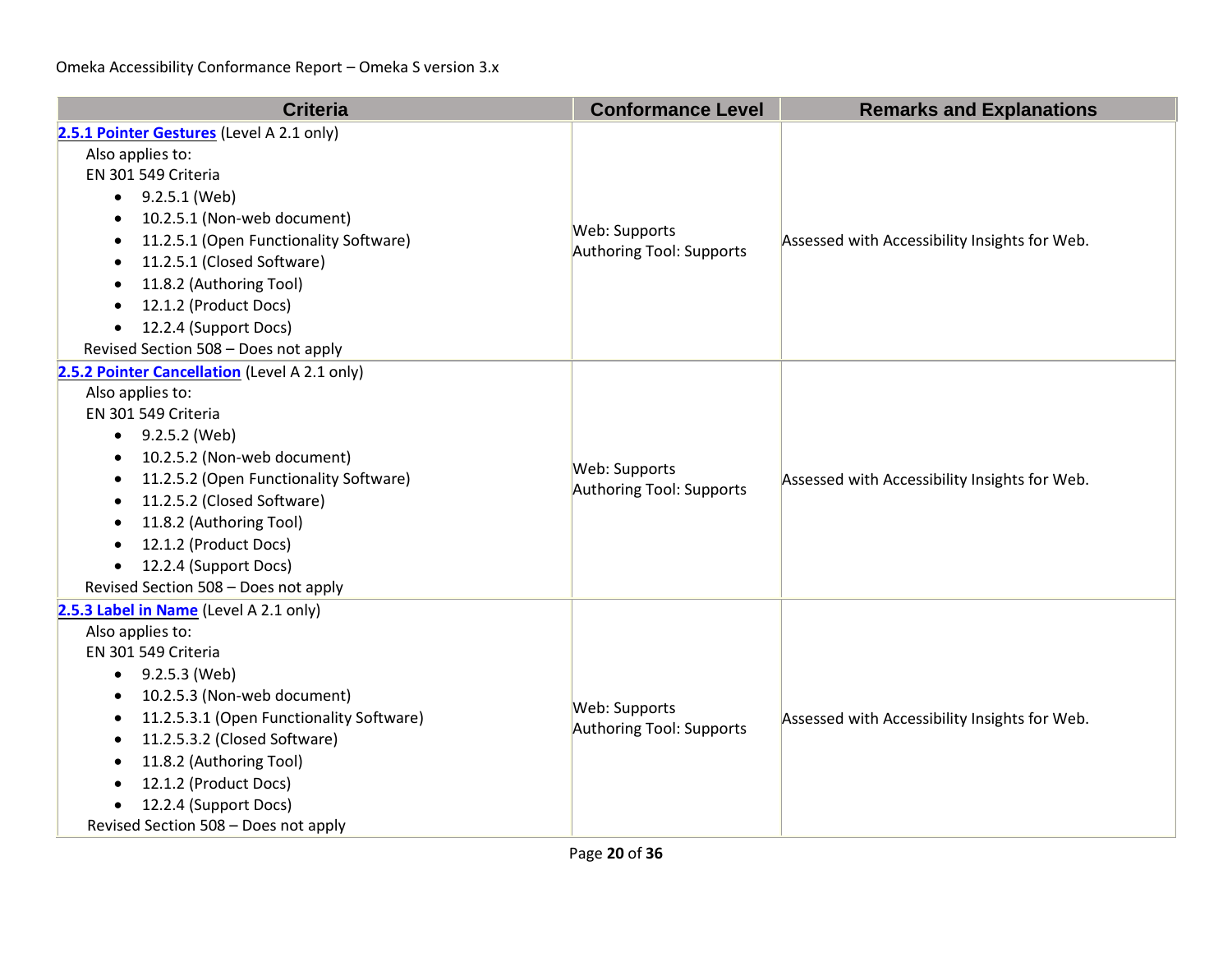| Criteria | Conformance Level | Remarks and Explanations |
| --- | --- | --- |
| **[2.5.1 Pointer Gestures](#)** (Level A 2.1 only)<br>Also applies to:<br>EN 301 549 Criteria<br>• 9.2.5.1 (Web)<br>• 10.2.5.1 (Non-web document)<br>• 11.2.5.1 (Open Functionality Software)<br>• 11.2.5.1 (Closed Software)<br>• 11.8.2 (Authoring Tool)<br>• 12.1.2 (Product Docs)<br>• 12.2.4 (Support Docs)<br>Revised Section 508 – Does not apply | Web: Supports<br>Authoring Tool: Supports | Assessed with Accessibility Insights for Web. |
| **[2.5.2 Pointer Cancellation](#)** (Level A 2.1 only)<br>Also applies to:<br>EN 301 549 Criteria<br>• 9.2.5.2 (Web)<br>• 10.2.5.2 (Non-web document)<br>• 11.2.5.2 (Open Functionality Software)<br>• 11.2.5.2 (Closed Software)<br>• 11.8.2 (Authoring Tool)<br>• 12.1.2 (Product Docs)<br>• 12.2.4 (Support Docs)<br>Revised Section 508 – Does not apply | Web: Supports<br>Authoring Tool: Supports | Assessed with Accessibility Insights for Web. |
| **[2.5.3 Label in Name](#)** (Level A 2.1 only)<br>Also applies to:<br>EN 301 549 Criteria<br>• 9.2.5.3 (Web)<br>• 10.2.5.3 (Non-web document)<br>• 11.2.5.3.1 (Open Functionality Software)<br>• 11.2.5.3.2 (Closed Software)<br>• 11.8.2 (Authoring Tool)<br>• 12.1.2 (Product Docs)<br>• 12.2.4 (Support Docs)<br>Revised Section 508 – Does not apply | Web: Supports<br>Authoring Tool: Supports | Assessed with Accessibility Insights for Web. |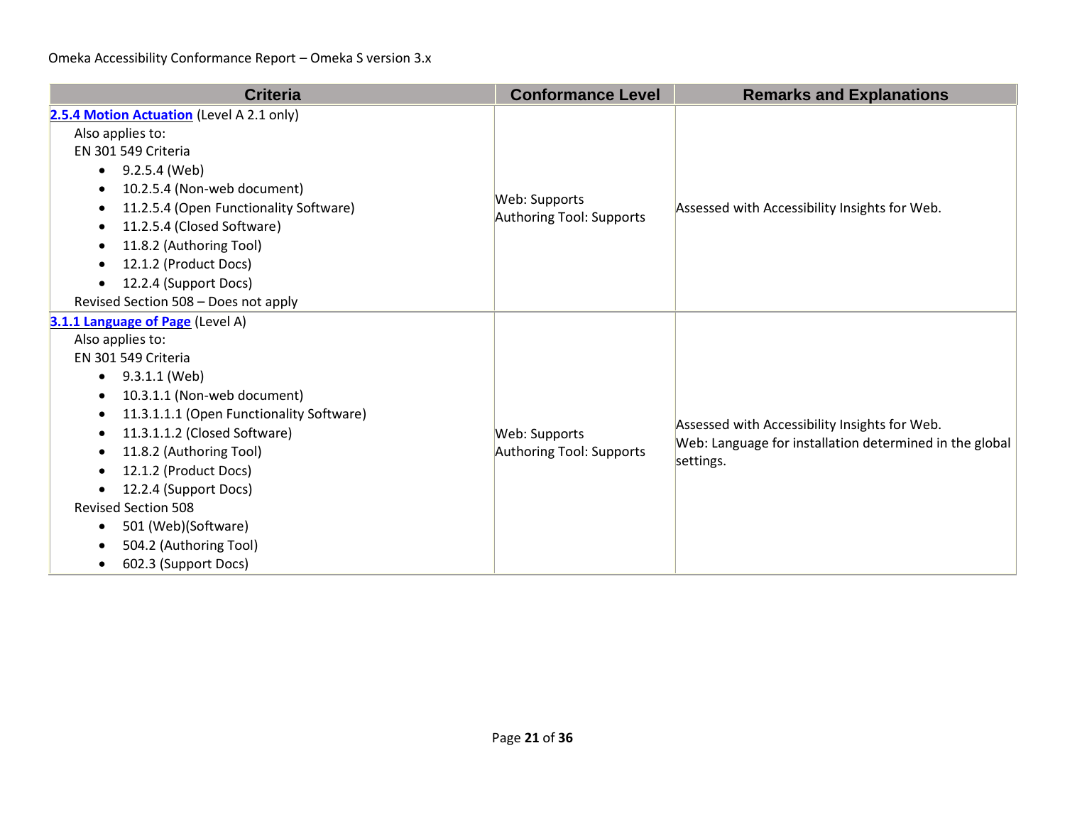| Criteria | Conformance Level | Remarks and Explanations |
| --- | --- | --- |
| **[2.5.4 Motion Actuation](https://www.w3.org/TR/WCAG21/#motion-actuation)** (Level A 2.1 only)<br>Also applies to:<br>EN 301 549 Criteria<br>• 9.2.5.4 (Web)<br>• 10.2.5.4 (Non-web document)<br>• 11.2.5.4 (Open Functionality Software)<br>• 11.2.5.4 (Closed Software)<br>• 11.8.2 (Authoring Tool)<br>• 12.1.2 (Product Docs)<br>• 12.2.4 (Support Docs)<br>Revised Section 508 – Does not apply | Web: Supports<br>Authoring Tool: Supports | Assessed with Accessibility Insights for Web. |
| **[3.1.1 Language of Page](https://www.w3.org/TR/WCAG21/#language-of-page)** (Level A)<br>Also applies to:<br>EN 301 549 Criteria<br>• 9.3.1.1 (Web)<br>• 10.3.1.1 (Non-web document)<br>• 11.3.1.1.1 (Open Functionality Software)<br>• 11.3.1.1.2 (Closed Software)<br>• 11.8.2 (Authoring Tool)<br>• 12.1.2 (Product Docs)<br>• 12.2.4 (Support Docs)<br>Revised Section 508<br>• 501 (Web)(Software)<br>• 504.2 (Authoring Tool)<br>• 602.3 (Support Docs) | Web: Supports<br>Authoring Tool: Supports | Assessed with Accessibility Insights for Web.<br>Web: Language for installation determined in the global settings. |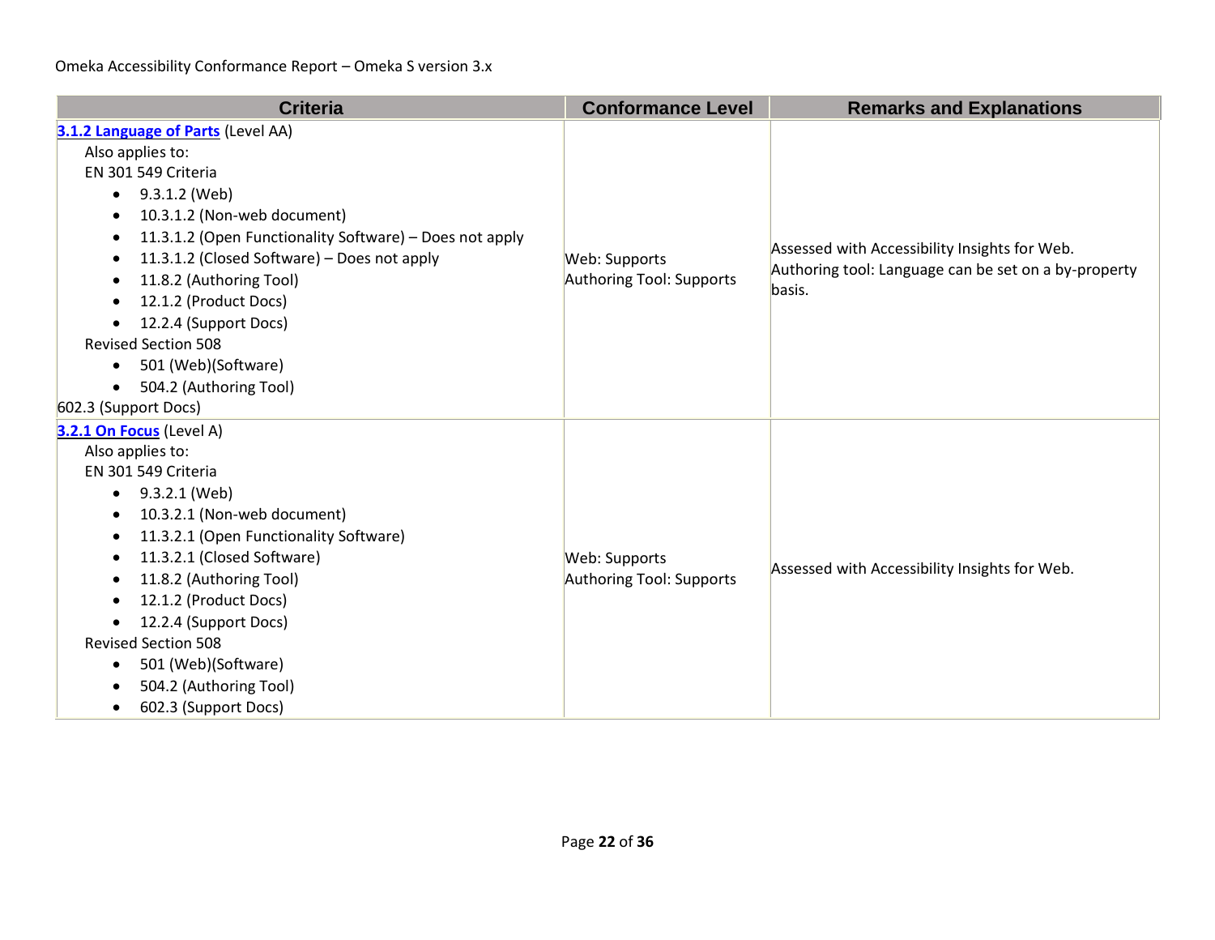| Criteria | Conformance Level | Remarks and Explanations |
| --- | --- | --- |
| **[3.1.2 Language of Parts](#)** (Level AA)<br>Also applies to:<br>EN 301 549 Criteria<br>• 9.3.1.2 (Web)<br>• 10.3.1.2 (Non-web document)<br>• 11.3.1.2 (Open Functionality Software) – Does not apply<br>• 11.3.1.2 (Closed Software) – Does not apply<br>• 11.8.2 (Authoring Tool)<br>• 12.1.2 (Product Docs)<br>• 12.2.4 (Support Docs)<br>Revised Section 508<br>• 501 (Web)(Software)<br>• 504.2 (Authoring Tool)<br>602.3 (Support Docs) | Web: Supports<br>Authoring Tool: Supports | Assessed with Accessibility Insights for Web.<br>Authoring tool: Language can be set on a by-property basis. |
| **[3.2.1 On Focus](#)** (Level A)<br>Also applies to:<br>EN 301 549 Criteria<br>• 9.3.2.1 (Web)<br>• 10.3.2.1 (Non-web document)<br>• 11.3.2.1 (Open Functionality Software)<br>• 11.3.2.1 (Closed Software)<br>• 11.8.2 (Authoring Tool)<br>• 12.1.2 (Product Docs)<br>• 12.2.4 (Support Docs)<br>Revised Section 508<br>• 501 (Web)(Software)<br>• 504.2 (Authoring Tool)<br>• 602.3 (Support Docs) | Web: Supports<br>Authoring Tool: Supports | Assessed with Accessibility Insights for Web. |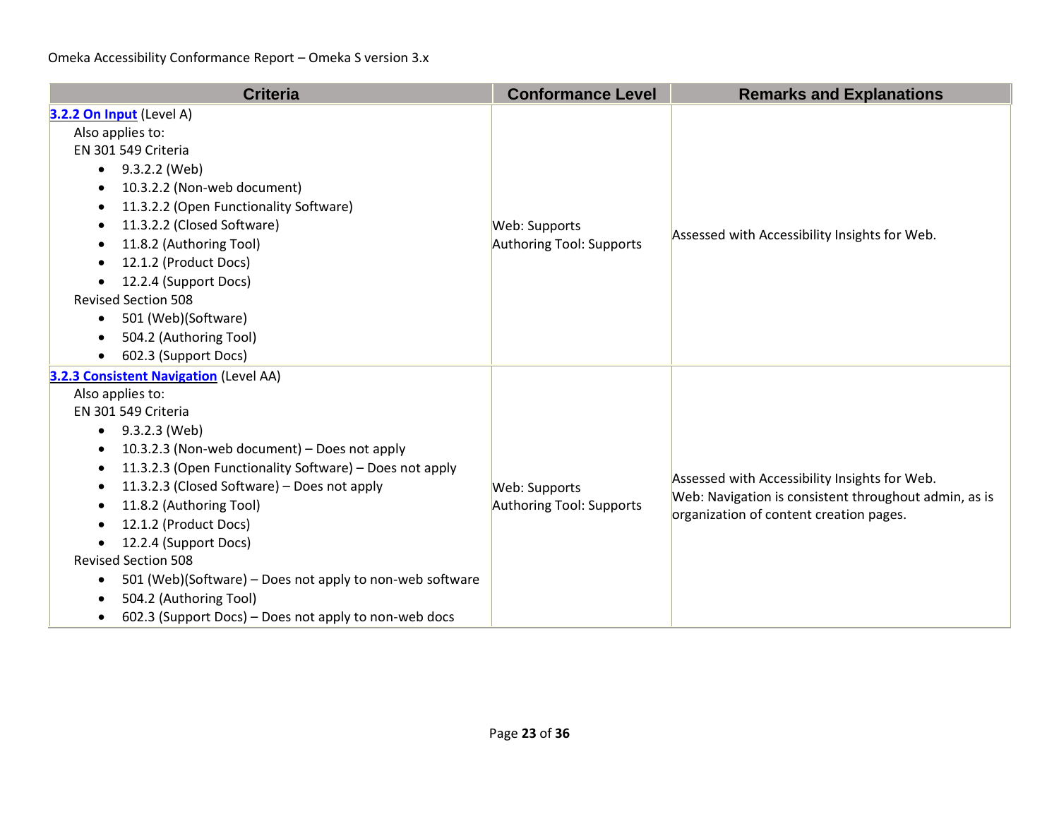| Criteria | Conformance Level | Remarks and Explanations |
|---|---|---|
| **[3.2.2 On Input](#)** (Level A)<br>Also applies to:<br>EN 301 549 Criteria<br>• 9.3.2.2 (Web)<br>• 10.3.2.2 (Non-web document)<br>• 11.3.2.2 (Open Functionality Software)<br>• 11.3.2.2 (Closed Software)<br>• 11.8.2 (Authoring Tool)<br>• 12.1.2 (Product Docs)<br>• 12.2.4 (Support Docs)<br>Revised Section 508<br>• 501 (Web)(Software)<br>• 504.2 (Authoring Tool)<br>• 602.3 (Support Docs) | Web: Supports<br>Authoring Tool: Supports | Assessed with Accessibility Insights for Web. |
| **[3.2.3 Consistent Navigation](#)** (Level AA)<br>Also applies to:<br>EN 301 549 Criteria<br>• 9.3.2.3 (Web)<br>• 10.3.2.3 (Non-web document) – Does not apply<br>• 11.3.2.3 (Open Functionality Software) – Does not apply<br>• 11.3.2.3 (Closed Software) – Does not apply<br>• 11.8.2 (Authoring Tool)<br>• 12.1.2 (Product Docs)<br>• 12.2.4 (Support Docs)<br>Revised Section 508<br>• 501 (Web)(Software) – Does not apply to non-web software<br>• 504.2 (Authoring Tool)<br>• 602.3 (Support Docs) – Does not apply to non-web docs | Web: Supports<br>Authoring Tool: Supports | Assessed with Accessibility Insights for Web.<br>Web: Navigation is consistent throughout admin, as is organization of content creation pages. |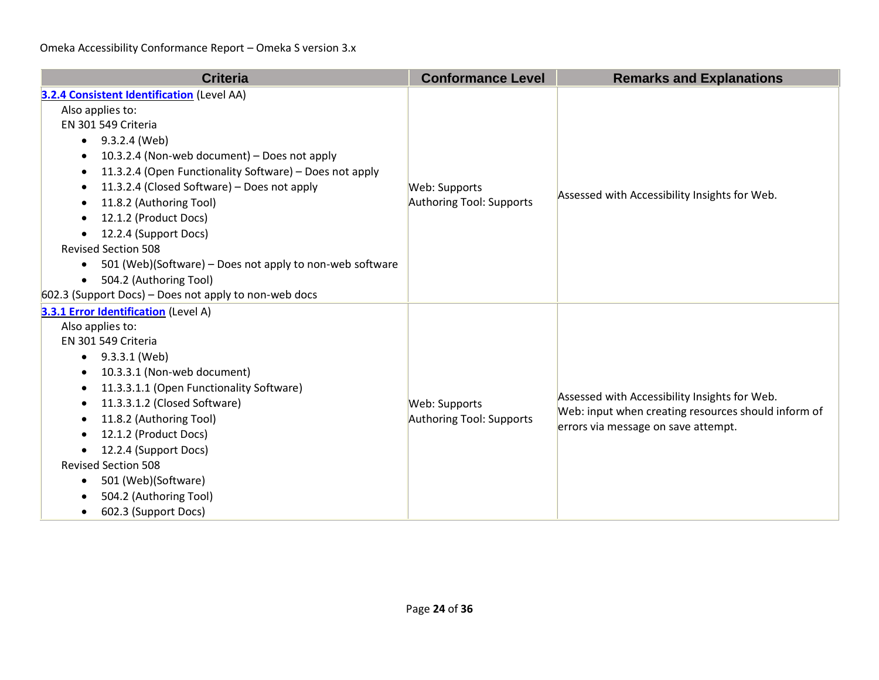| Criteria | Conformance Level | Remarks and Explanations |
|---|---|---|
| **3.2.4 Consistent Identification** (Level AA)<br>Also applies to:<br>EN 301 549 Criteria<br>• 9.3.2.4 (Web)<br>• 10.3.2.4 (Non-web document) – Does not apply<br>• 11.3.2.4 (Open Functionality Software) – Does not apply<br>• 11.3.2.4 (Closed Software) – Does not apply<br>• 11.8.2 (Authoring Tool)<br>• 12.1.2 (Product Docs)<br>• 12.2.4 (Support Docs)<br>Revised Section 508<br>• 501 (Web)(Software) – Does not apply to non-web software<br>• 504.2 (Authoring Tool)<br>602.3 (Support Docs) – Does not apply to non-web docs | Web: Supports<br>Authoring Tool: Supports | Assessed with Accessibility Insights for Web. |
| **3.3.1 Error Identification** (Level A)<br>Also applies to:<br>EN 301 549 Criteria<br>• 9.3.3.1 (Web)<br>• 10.3.3.1 (Non-web document)<br>• 11.3.3.1.1 (Open Functionality Software)<br>• 11.3.3.1.2 (Closed Software)<br>• 11.8.2 (Authoring Tool)<br>• 12.1.2 (Product Docs)<br>• 12.2.4 (Support Docs)<br>Revised Section 508<br>• 501 (Web)(Software)<br>• 504.2 (Authoring Tool)<br>• 602.3 (Support Docs) | Web: Supports<br>Authoring Tool: Supports | Assessed with Accessibility Insights for Web.<br>Web: input when creating resources should inform of errors via message on save attempt. |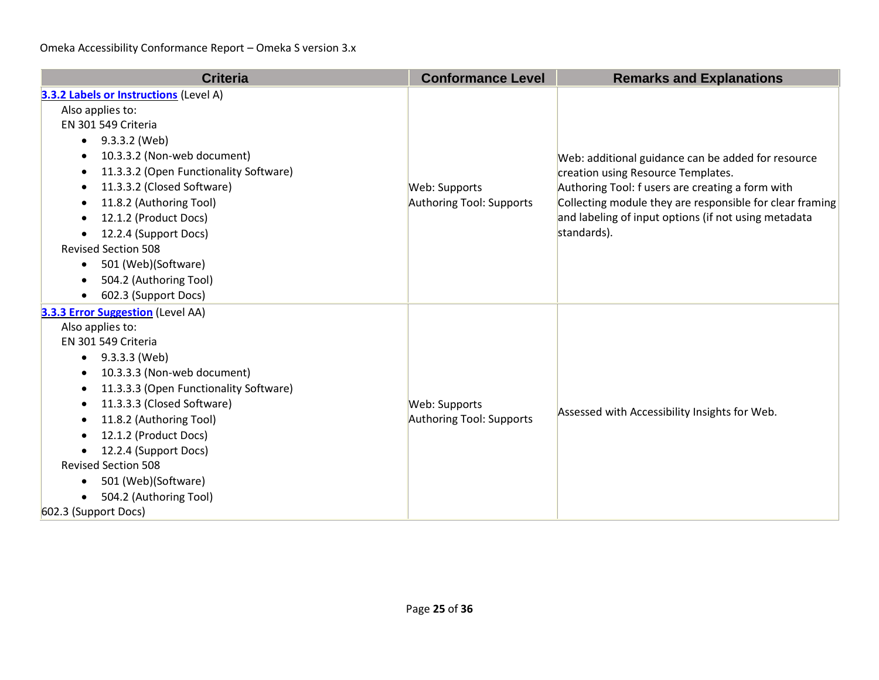| Criteria | Conformance Level | Remarks and Explanations |
|---|---|---|
| **[3.3.2 Labels or Instructions](#)** (Level A)<br>Also applies to:<br>EN 301 549 Criteria<br>• 9.3.3.2 (Web)<br>• 10.3.3.2 (Non-web document)<br>• 11.3.3.2 (Open Functionality Software)<br>• 11.3.3.2 (Closed Software)<br>• 11.8.2 (Authoring Tool)<br>• 12.1.2 (Product Docs)<br>• 12.2.4 (Support Docs)<br>Revised Section 508<br>• 501 (Web)(Software)<br>• 504.2 (Authoring Tool)<br>• 602.3 (Support Docs) | Web: Supports<br>Authoring Tool: Supports | Web: additional guidance can be added for resource creation using Resource Templates.<br>Authoring Tool: f users are creating a form with Collecting module they are responsible for clear framing and labeling of input options (if not using metadata standards). |
| **[3.3.3 Error Suggestion](#)** (Level AA)<br>Also applies to:<br>EN 301 549 Criteria<br>• 9.3.3.3 (Web)<br>• 10.3.3.3 (Non-web document)<br>• 11.3.3.3 (Open Functionality Software)<br>• 11.3.3.3 (Closed Software)<br>• 11.8.2 (Authoring Tool)<br>• 12.1.2 (Product Docs)<br>• 12.2.4 (Support Docs)<br>Revised Section 508<br>• 501 (Web)(Software)<br>• 504.2 (Authoring Tool)<br>602.3 (Support Docs) | Web: Supports<br>Authoring Tool: Supports | Assessed with Accessibility Insights for Web. |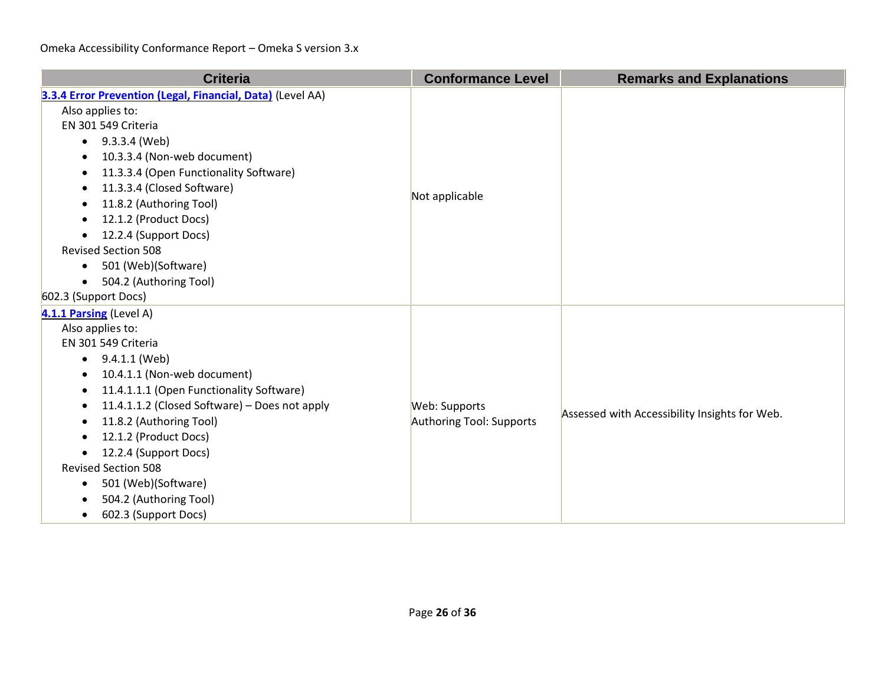| Criteria | Conformance Level | Remarks and Explanations |
|---|---|---|
| [3.3.4 Error Prevention (Legal, Financial, Data)]() (Level AA)<br>Also applies to:<br>EN 301 549 Criteria<br>• 9.3.3.4 (Web)<br>• 10.3.3.4 (Non-web document)<br>• 11.3.3.4 (Open Functionality Software)<br>• 11.3.3.4 (Closed Software)<br>• 11.8.2 (Authoring Tool)<br>• 12.1.2 (Product Docs)<br>• 12.2.4 (Support Docs)<br>Revised Section 508<br>• 501 (Web)(Software)<br>• 504.2 (Authoring Tool)<br>602.3 (Support Docs) | Not applicable | |
| [4.1.1 Parsing]() (Level A)<br>Also applies to:<br>EN 301 549 Criteria<br>• 9.4.1.1 (Web)<br>• 10.4.1.1 (Non-web document)<br>• 11.4.1.1.1 (Open Functionality Software)<br>• 11.4.1.1.2 (Closed Software) – Does not apply<br>• 11.8.2 (Authoring Tool)<br>• 12.1.2 (Product Docs)<br>• 12.2.4 (Support Docs)<br>Revised Section 508<br>• 501 (Web)(Software)<br>• 504.2 (Authoring Tool)<br>• 602.3 (Support Docs) | Web: Supports<br>Authoring Tool: Supports | Assessed with Accessibility Insights for Web. |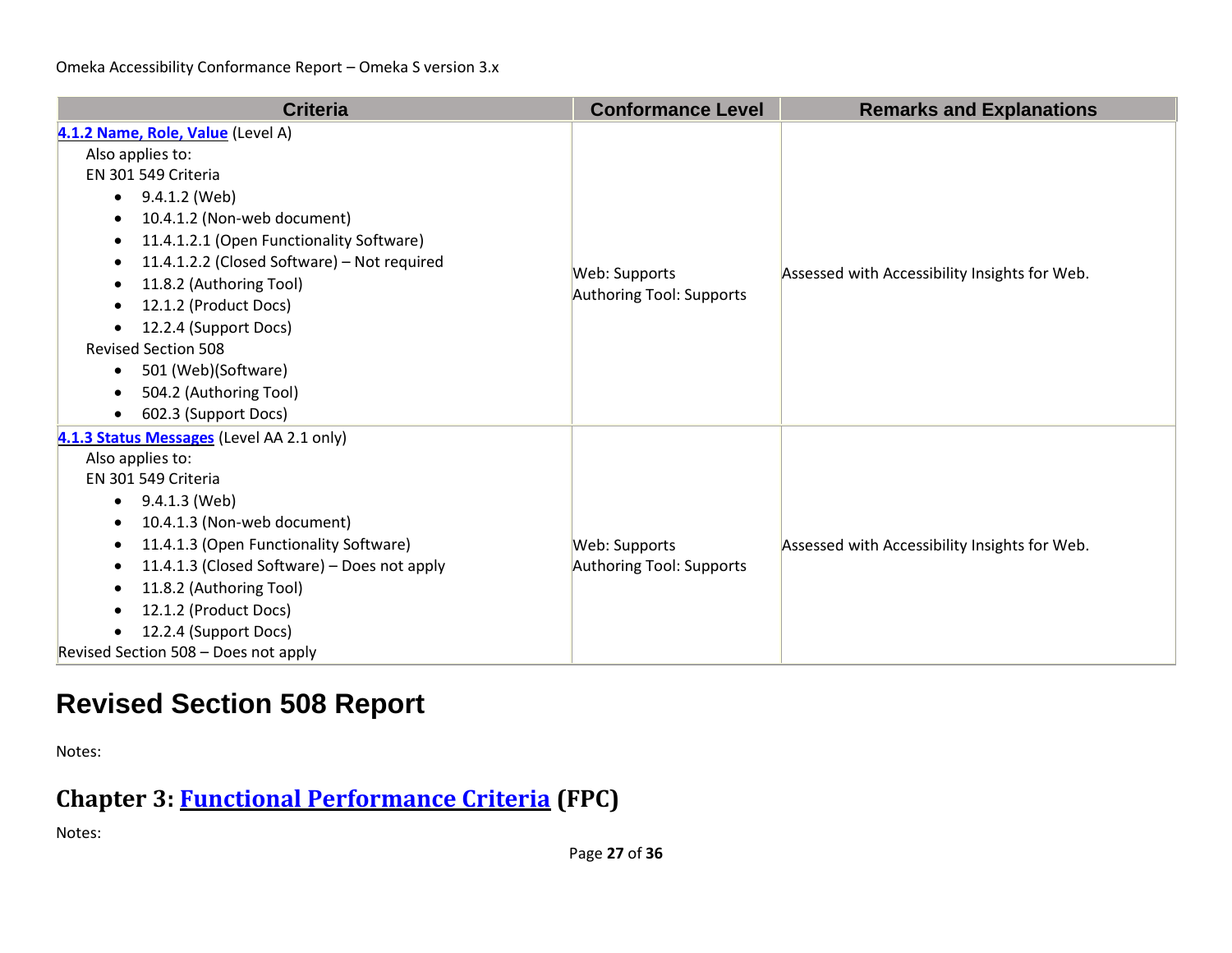| Criteria | Conformance Level | Remarks and Explanations |
|---|---|---|
| **[4.1.2 Name, Role, Value](#)** (Level A)<br>Also applies to:<br>EN 301 549 Criteria<br>• 9.4.1.2 (Web)<br>• 10.4.1.2 (Non-web document)<br>• 11.4.1.2.1 (Open Functionality Software)<br>• 11.4.1.2.2 (Closed Software) – Not required<br>• 11.8.2 (Authoring Tool)<br>• 12.1.2 (Product Docs)<br>• 12.2.4 (Support Docs)<br>Revised Section 508<br>• 501 (Web)(Software)<br>• 504.2 (Authoring Tool)<br>• 602.3 (Support Docs) | Web: Supports<br>Authoring Tool: Supports | Assessed with Accessibility Insights for Web. |
| **[4.1.3 Status Messages](#)** (Level AA 2.1 only)<br>Also applies to:<br>EN 301 549 Criteria<br>• 9.4.1.3 (Web)<br>• 10.4.1.3 (Non-web document)<br>• 11.4.1.3 (Open Functionality Software)<br>• 11.4.1.3 (Closed Software) – Does not apply<br>• 11.8.2 (Authoring Tool)<br>• 12.1.2 (Product Docs)<br>• 12.2.4 (Support Docs)<br>Revised Section 508 – Does not apply | Web: Supports<br>Authoring Tool: Supports | Assessed with Accessibility Insights for Web. |

# Revised Section 508 Report

Notes:

## Chapter 3: [Functional Performance Criteria](#) (FPC)

Notes: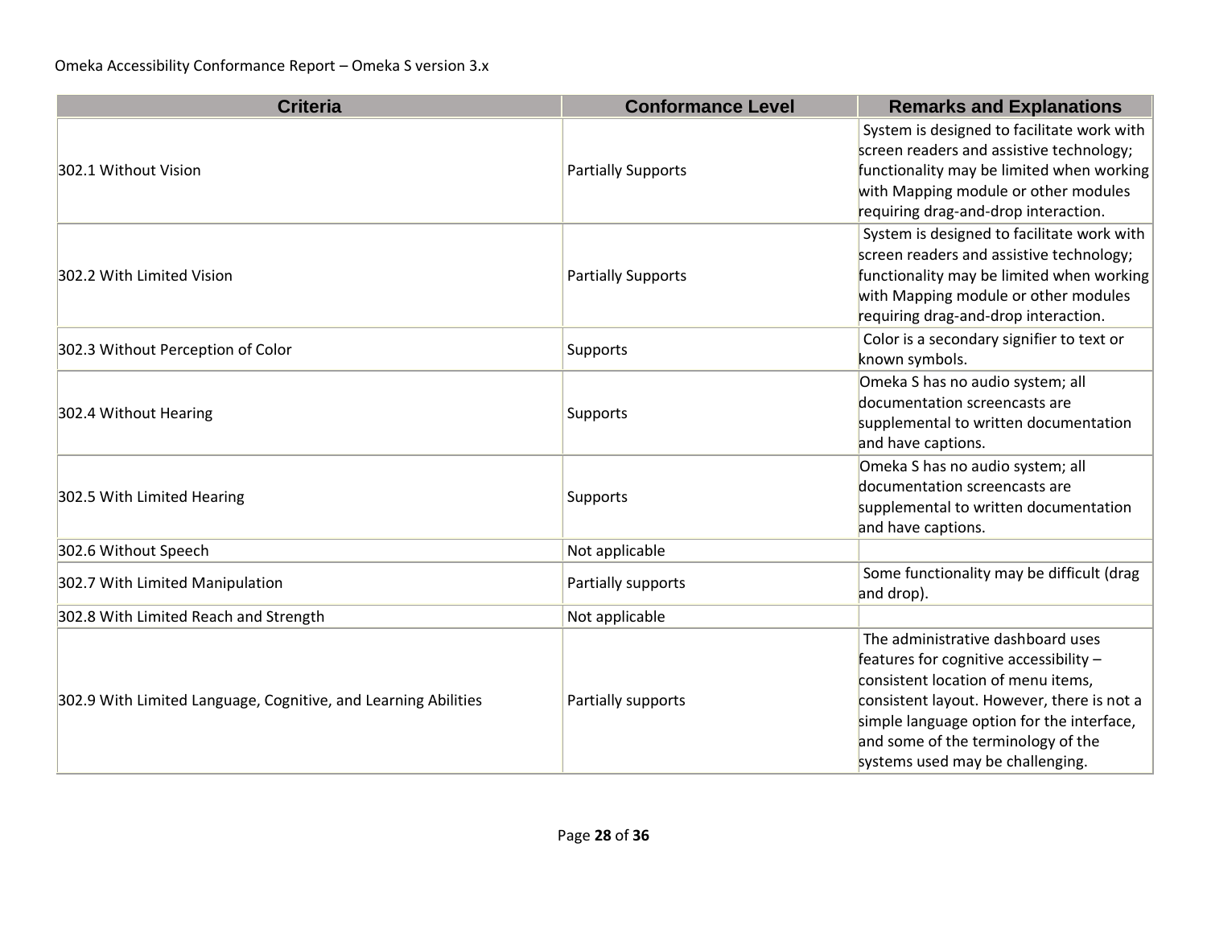| Criteria | Conformance Level | Remarks and Explanations |
| --- | --- | --- |
| 302.1 Without Vision | Partially Supports | System is designed to facilitate work with screen readers and assistive technology; functionality may be limited when working with Mapping module or other modules requiring drag-and-drop interaction. |
| 302.2 With Limited Vision | Partially Supports | System is designed to facilitate work with screen readers and assistive technology; functionality may be limited when working with Mapping module or other modules requiring drag-and-drop interaction. |
| 302.3 Without Perception of Color | Supports | Color is a secondary signifier to text or known symbols. |
| 302.4 Without Hearing | Supports | Omeka S has no audio system; all documentation screencasts are supplemental to written documentation and have captions. |
| 302.5 With Limited Hearing | Supports | Omeka S has no audio system; all documentation screencasts are supplemental to written documentation and have captions. |
| 302.6 Without Speech | Not applicable | |
| 302.7 With Limited Manipulation | Partially supports | Some functionality may be difficult (drag and drop). |
| 302.8 With Limited Reach and Strength | Not applicable | |
| 302.9 With Limited Language, Cognitive, and Learning Abilities | Partially supports | The administrative dashboard uses features for cognitive accessibility – consistent location of menu items, consistent layout. However, there is not a simple language option for the interface, and some of the terminology of the systems used may be challenging. |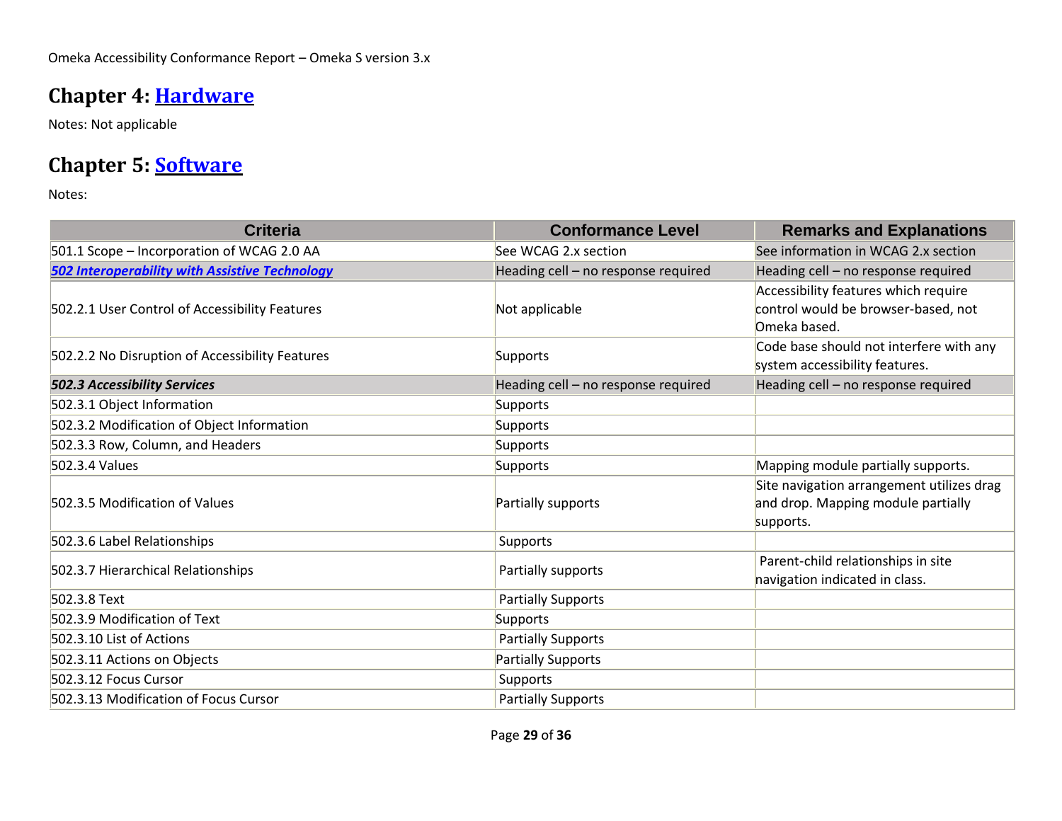## Chapter 4: [Hardware]

Notes: Not applicable

## Chapter 5: [Software]

Notes:

| Criteria | Conformance Level | Remarks and Explanations |
|---|---|---|
| 501.1 Scope – Incorporation of WCAG 2.0 AA | See WCAG 2.x section | See information in WCAG 2.x section |
| ***502 Interoperability with Assistive Technology*** | Heading cell – no response required | Heading cell – no response required |
| 502.2.1 User Control of Accessibility Features | Not applicable | Accessibility features which require control would be browser-based, not Omeka based. |
| 502.2.2 No Disruption of Accessibility Features | Supports | Code base should not interfere with any system accessibility features. |
| ***502.3 Accessibility Services*** | Heading cell – no response required | Heading cell – no response required |
| 502.3.1 Object Information | Supports | |
| 502.3.2 Modification of Object Information | Supports | |
| 502.3.3 Row, Column, and Headers | Supports | |
| 502.3.4 Values | Supports | Mapping module partially supports. |
| 502.3.5 Modification of Values | Partially supports | Site navigation arrangement utilizes drag and drop. Mapping module partially supports. |
| 502.3.6 Label Relationships | Supports | |
| 502.3.7 Hierarchical Relationships | Partially supports | Parent-child relationships in site navigation indicated in class. |
| 502.3.8 Text | Partially Supports | |
| 502.3.9 Modification of Text | Supports | |
| 502.3.10 List of Actions | Partially Supports | |
| 502.3.11 Actions on Objects | Partially Supports | |
| 502.3.12 Focus Cursor | Supports | |
| 502.3.13 Modification of Focus Cursor | Partially Supports | |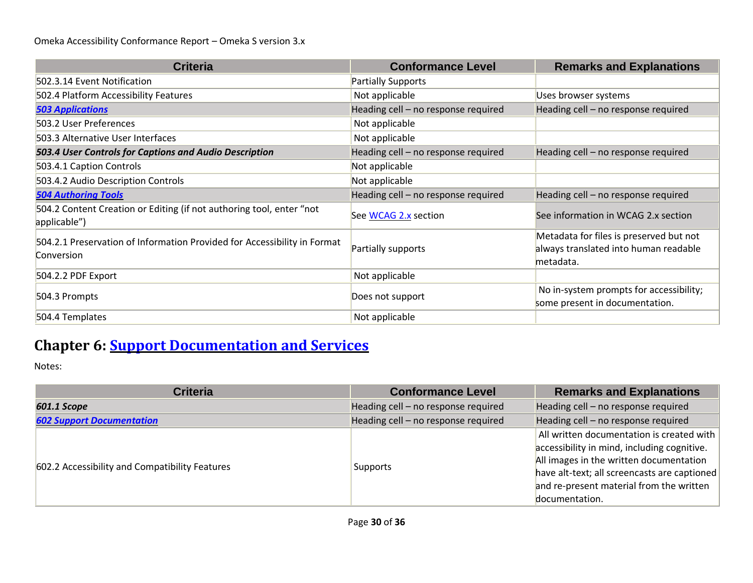| Criteria | Conformance Level | Remarks and Explanations |
|---|---|---|
| 502.3.14 Event Notification | Partially Supports | |
| 502.4 Platform Accessibility Features | Not applicable | Uses browser systems |
| ***[503 Applications]()*** | Heading cell – no response required | Heading cell – no response required |
| 503.2 User Preferences | Not applicable | |
| 503.3 Alternative User Interfaces | Not applicable | |
| ***503.4 User Controls for Captions and Audio Description*** | Heading cell – no response required | Heading cell – no response required |
| 503.4.1 Caption Controls | Not applicable | |
| 503.4.2 Audio Description Controls | Not applicable | |
| ***[504 Authoring Tools]()*** | Heading cell – no response required | Heading cell – no response required |
| 504.2 Content Creation or Editing (if not authoring tool, enter "not applicable") | See [WCAG 2.x]() section | See information in WCAG 2.x section |
| 504.2.1 Preservation of Information Provided for Accessibility in Format Conversion | Partially supports | Metadata for files is preserved but not always translated into human readable metadata. |
| 504.2.2 PDF Export | Not applicable | |
| 504.3 Prompts | Does not support | No in-system prompts for accessibility; some present in documentation. |
| 504.4 Templates | Not applicable | |

## Chapter 6: [Support Documentation and Services]()

Notes:

| Criteria | Conformance Level | Remarks and Explanations |
|---|---|---|
| ***601.1 Scope*** | Heading cell – no response required | Heading cell – no response required |
| ***[602 Support Documentation]()*** | Heading cell – no response required | Heading cell – no response required |
| 602.2 Accessibility and Compatibility Features | Supports | All written documentation is created with accessibility in mind, including cognitive. All images in the written documentation have alt-text; all screencasts are captioned and re-present material from the written documentation. |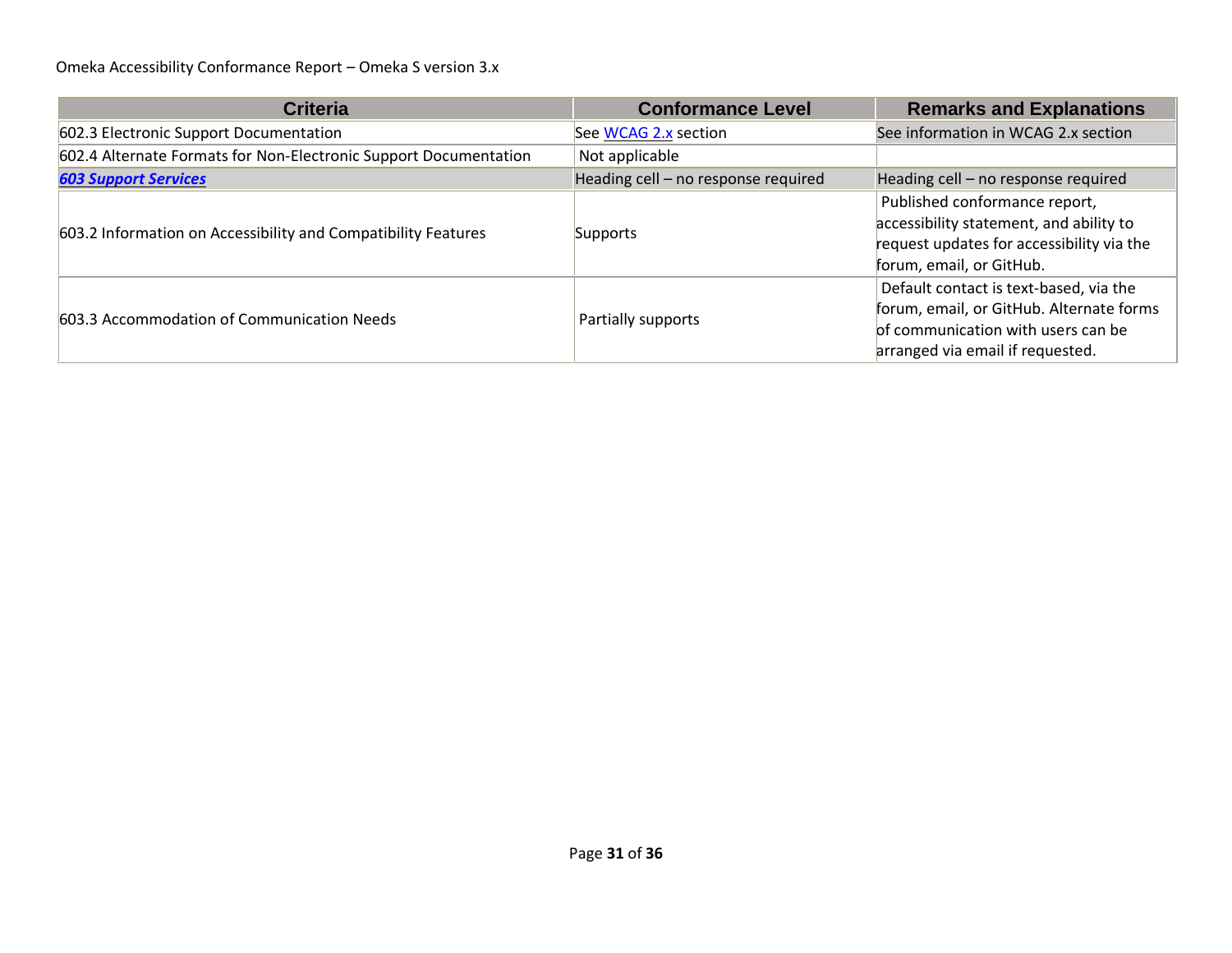| Criteria | Conformance Level | Remarks and Explanations |
|---|---|---|
| 602.3 Electronic Support Documentation | See [WCAG 2.x](#) section | See information in WCAG 2.x section |
| 602.4 Alternate Formats for Non-Electronic Support Documentation | Not applicable | |
| ***[603 Support Services](#)*** | Heading cell – no response required | Heading cell – no response required |
| 603.2 Information on Accessibility and Compatibility Features | Supports | Published conformance report, accessibility statement, and ability to request updates for accessibility via the forum, email, or GitHub. |
| 603.3 Accommodation of Communication Needs | Partially supports | Default contact is text-based, via the forum, email, or GitHub. Alternate forms of communication with users can be arranged via email if requested. |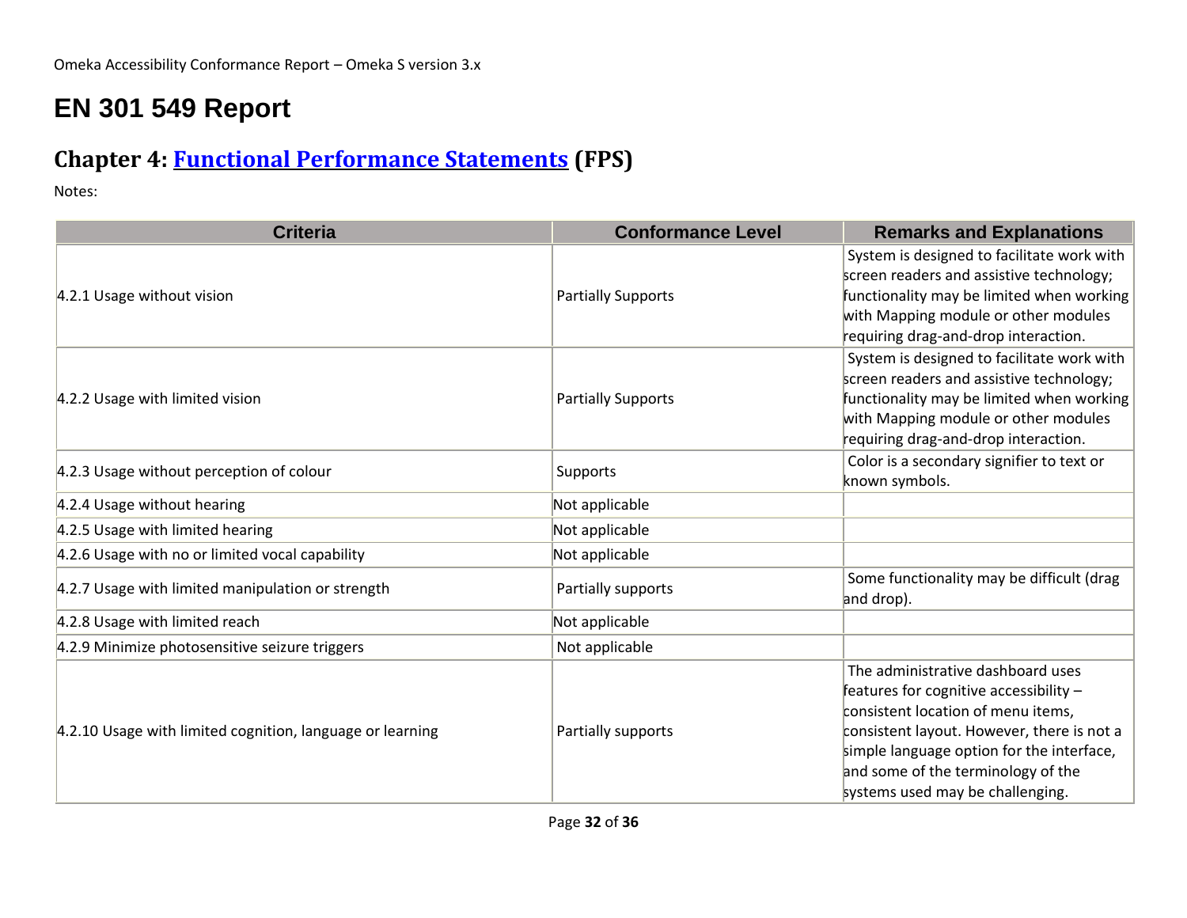# EN 301 549 Report

## Chapter 4: [Functional Performance Statements](https://www.etsi.org/deliver/etsi_en/301500_301599/301549/03.01.01_60/en_301549v030101p.pdf#page=20) (FPS)

Notes:

| Criteria | Conformance Level | Remarks and Explanations |
| --- | --- | --- |
| 4.2.1 Usage without vision | Partially Supports | System is designed to facilitate work with screen readers and assistive technology; functionality may be limited when working with Mapping module or other modules requiring drag-and-drop interaction. |
| 4.2.2 Usage with limited vision | Partially Supports | System is designed to facilitate work with screen readers and assistive technology; functionality may be limited when working with Mapping module or other modules requiring drag-and-drop interaction. |
| 4.2.3 Usage without perception of colour | Supports | Color is a secondary signifier to text or known symbols. |
| 4.2.4 Usage without hearing | Not applicable | |
| 4.2.5 Usage with limited hearing | Not applicable | |
| 4.2.6 Usage with no or limited vocal capability | Not applicable | |
| 4.2.7 Usage with limited manipulation or strength | Partially supports | Some functionality may be difficult (drag and drop). |
| 4.2.8 Usage with limited reach | Not applicable | |
| 4.2.9 Minimize photosensitive seizure triggers | Not applicable | |
| 4.2.10 Usage with limited cognition, language or learning | Partially supports | The administrative dashboard uses features for cognitive accessibility – consistent location of menu items, consistent layout. However, there is not a simple language option for the interface, and some of the terminology of the systems used may be challenging. |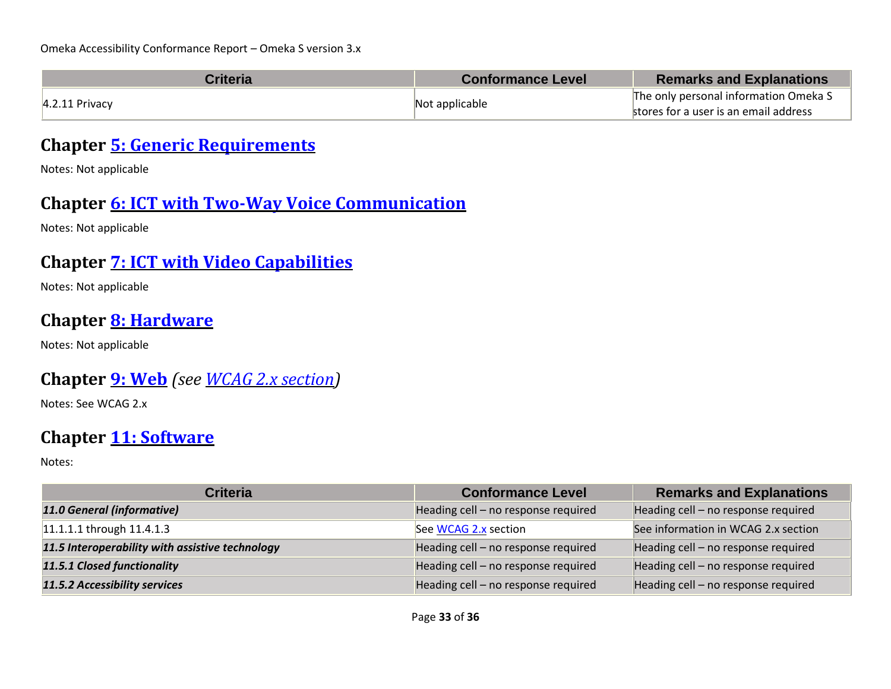| Criteria | Conformance Level | Remarks and Explanations |
| --- | --- | --- |
| 4.2.11 Privacy | Not applicable | The only personal information Omeka S stores for a user is an email address |

## Chapter [5: Generic Requirements]

Notes: Not applicable

## Chapter [6: ICT with Two-Way Voice Communication]

Notes: Not applicable

## Chapter [7: ICT with Video Capabilities]

Notes: Not applicable

## Chapter [8: Hardware]

Notes: Not applicable

## Chapter [9: Web] *(see [WCAG 2.x section])*

Notes: See WCAG 2.x

## Chapter [11: Software]

Notes:

| Criteria | Conformance Level | Remarks and Explanations |
| --- | --- | --- |
| ***11.0 General (informative)*** | Heading cell – no response required | Heading cell – no response required |
| 11.1.1.1 through 11.4.1.3 | See [WCAG 2.x] section | See information in WCAG 2.x section |
| ***11.5 Interoperability with assistive technology*** | Heading cell – no response required | Heading cell – no response required |
| ***11.5.1 Closed functionality*** | Heading cell – no response required | Heading cell – no response required |
| ***11.5.2 Accessibility services*** | Heading cell – no response required | Heading cell – no response required |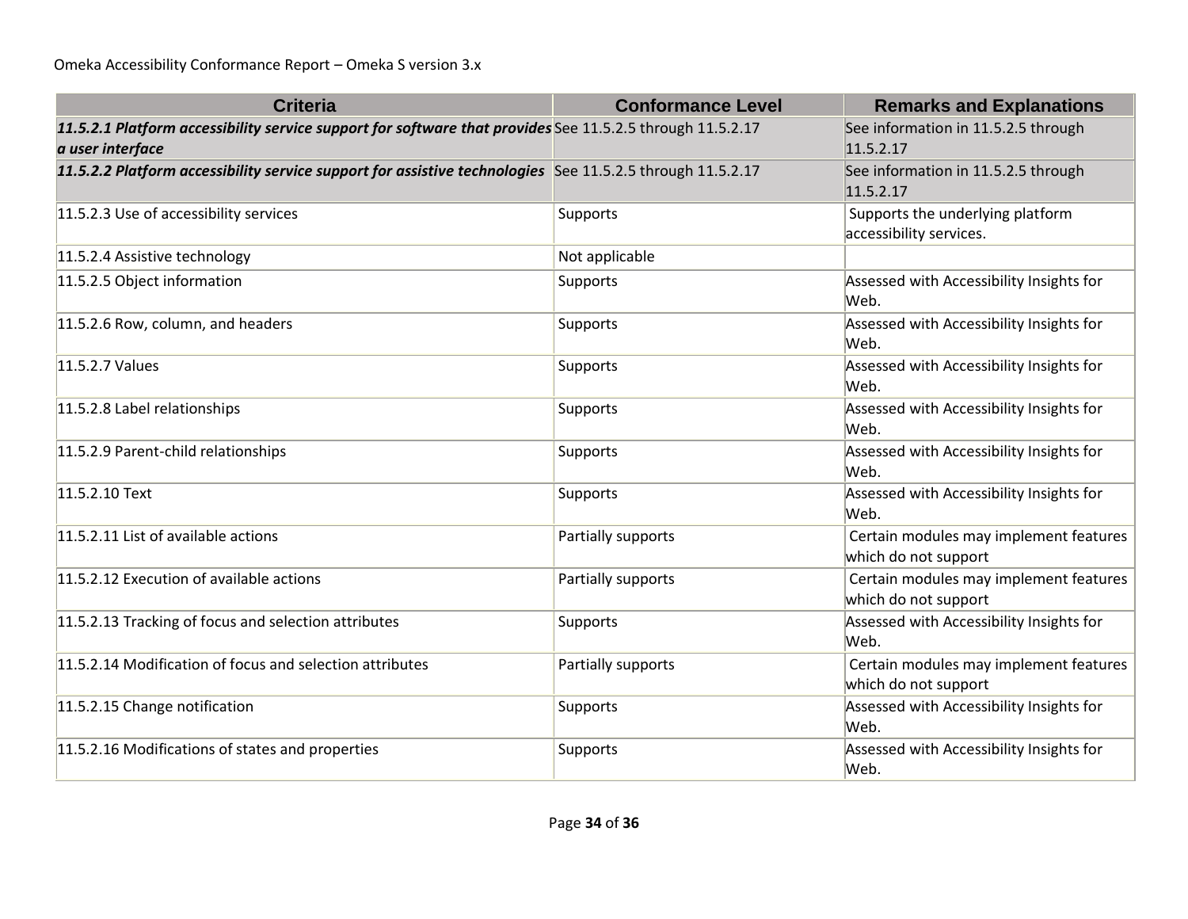| Criteria | Conformance Level | Remarks and Explanations |
|---|---|---|
| ***11.5.2.1 Platform accessibility service support for software that provides a user interface*** | See 11.5.2.5 through 11.5.2.17 | See information in 11.5.2.5 through 11.5.2.17 |
| ***11.5.2.2 Platform accessibility service support for assistive technologies*** | See 11.5.2.5 through 11.5.2.17 | See information in 11.5.2.5 through 11.5.2.17 |
| 11.5.2.3 Use of accessibility services | Supports | Supports the underlying platform accessibility services. |
| 11.5.2.4 Assistive technology | Not applicable | |
| 11.5.2.5 Object information | Supports | Assessed with Accessibility Insights for Web. |
| 11.5.2.6 Row, column, and headers | Supports | Assessed with Accessibility Insights for Web. |
| 11.5.2.7 Values | Supports | Assessed with Accessibility Insights for Web. |
| 11.5.2.8 Label relationships | Supports | Assessed with Accessibility Insights for Web. |
| 11.5.2.9 Parent-child relationships | Supports | Assessed with Accessibility Insights for Web. |
| 11.5.2.10 Text | Supports | Assessed with Accessibility Insights for Web. |
| 11.5.2.11 List of available actions | Partially supports | Certain modules may implement features which do not support |
| 11.5.2.12 Execution of available actions | Partially supports | Certain modules may implement features which do not support |
| 11.5.2.13 Tracking of focus and selection attributes | Supports | Assessed with Accessibility Insights for Web. |
| 11.5.2.14 Modification of focus and selection attributes | Partially supports | Certain modules may implement features which do not support |
| 11.5.2.15 Change notification | Supports | Assessed with Accessibility Insights for Web. |
| 11.5.2.16 Modifications of states and properties | Supports | Assessed with Accessibility Insights for Web. |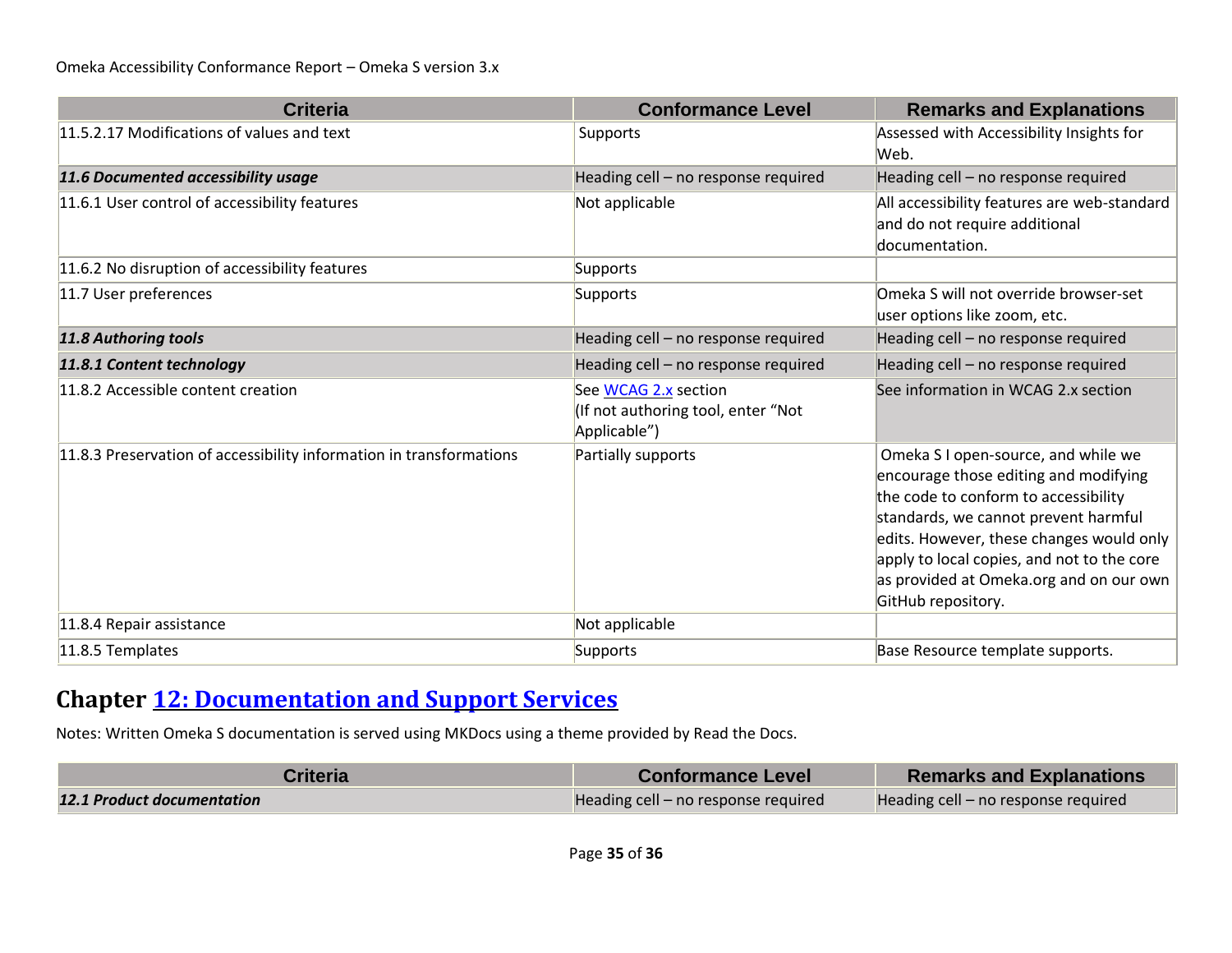| Criteria | Conformance Level | Remarks and Explanations |
| --- | --- | --- |
| 11.5.2.17 Modifications of values and text | Supports | Assessed with Accessibility Insights for Web. |
| ***11.6 Documented accessibility usage*** | Heading cell – no response required | Heading cell – no response required |
| 11.6.1 User control of accessibility features | Not applicable | All accessibility features are web-standard and do not require additional documentation. |
| 11.6.2 No disruption of accessibility features | Supports | |
| 11.7 User preferences | Supports | Omeka S will not override browser-set user options like zoom, etc. |
| ***11.8 Authoring tools*** | Heading cell – no response required | Heading cell – no response required |
| ***11.8.1 Content technology*** | Heading cell – no response required | Heading cell – no response required |
| 11.8.2 Accessible content creation | See [WCAG 2.x]() section (If not authoring tool, enter "Not Applicable") | See information in WCAG 2.x section |
| 11.8.3 Preservation of accessibility information in transformations | Partially supports | Omeka S I open-source, and while we encourage those editing and modifying the code to conform to accessibility standards, we cannot prevent harmful edits. However, these changes would only apply to local copies, and not to the core as provided at Omeka.org and on our own GitHub repository. |
| 11.8.4 Repair assistance | Not applicable | |
| 11.8.5 Templates | Supports | Base Resource template supports. |

## Chapter [12: Documentation and Support Services]()

Notes: Written Omeka S documentation is served using MKDocs using a theme provided by Read the Docs.

| Criteria | Conformance Level | Remarks and Explanations |
| --- | --- | --- |
| ***12.1 Product documentation*** | Heading cell – no response required | Heading cell – no response required |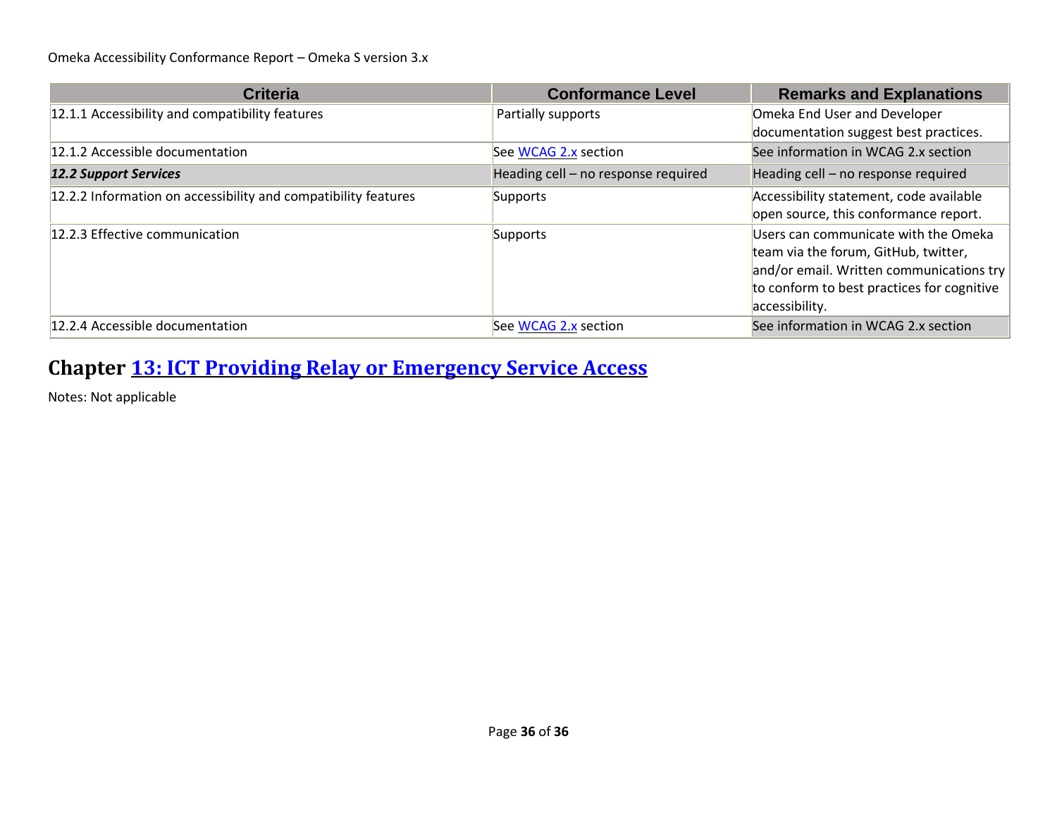| Criteria | Conformance Level | Remarks and Explanations |
|---|---|---|
| 12.1.1 Accessibility and compatibility features | Partially supports | Omeka End User and Developer documentation suggest best practices. |
| 12.1.2 Accessible documentation | See [WCAG 2.x]() section | See information in WCAG 2.x section |
| ***12.2 Support Services*** | Heading cell – no response required | Heading cell – no response required |
| 12.2.2 Information on accessibility and compatibility features | Supports | Accessibility statement, code available open source, this conformance report. |
| 12.2.3 Effective communication | Supports | Users can communicate with the Omeka team via the forum, GitHub, twitter, and/or email. Written communications try to conform to best practices for cognitive accessibility. |
| 12.2.4 Accessible documentation | See [WCAG 2.x]() section | See information in WCAG 2.x section |

## Chapter [13: ICT Providing Relay or Emergency Service Access]()

Notes: Not applicable